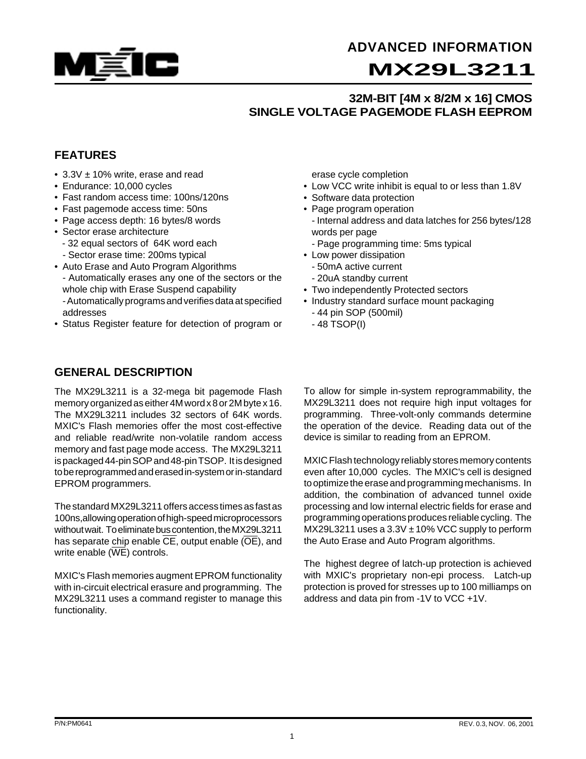ADVANCED INFORMATION

# MX29L3211

## 32M-BIT [4M x 8/2M x 16] CMOS SINGLE VOLTAGE PAGEMODE FLASH EEPROM

## FEATURES

- 3.3V ± 10% write, erase and read
- Endurance: 10,000 cycles
- Fast random access time: 100ns/120ns
- Fast pagemode access time: 50ns
- Page access depth: 16 bytes/8 words
- Sector erase architecture
  - 32 equal sectors of 64K word each
  - Sector erase time: 200ms typical
- Auto Erase and Auto Program Algorithms
  - Automatically erases any one of the sectors or the whole chip with Erase Suspend capability
  - Automatically programs and verifies data at specified addresses
- Status Register feature for detection of program or erase cycle completion
- Low VCC write inhibit is equal to or less than 1.8V
- Software data protection
- Page program operation
  - Internal address and data latches for 256 bytes/128 words per page
  - Page programming time: 5ms typical
- Low power dissipation
  - 50mA active current
  - 20uA standby current
- Two independently Protected sectors
- Industry standard surface mount packaging
  - 44 pin SOP (500mil)
  - 48 TSOP(I)

## GENERAL DESCRIPTION

The MX29L3211 is a 32-mega bit pagemode Flash memory organized as either 4M word x 8 or 2M byte x 16. The MX29L3211 includes 32 sectors of 64K words. MXIC's Flash memories offer the most cost-effective and reliable read/write non-volatile random access memory and fast page mode access. The MX29L3211 is packaged 44-pin SOP and 48-pin TSOP. It is designed to be reprogrammed and erased in-system or in-standard EPROM programmers.

The standard MX29L3211 offers access times as fast as 100ns, allowing operation of high-speed microprocessors without wait. To eliminate bus contention, the MX29L3211 has separate chip enable ($\overline{CE}$), output enable ($\overline{OE}$), and write enable ($\overline{WE}$) controls.

MXIC's Flash memories augment EPROM functionality with in-circuit electrical erasure and programming. The MX29L3211 uses a command register to manage this functionality.

To allow for simple in-system reprogrammability, the MX29L3211 does not require high input voltages for programming. Three-volt-only commands determine the operation of the device. Reading data out of the device is similar to reading from an EPROM.

MXIC Flash technology reliably stores memory contents even after 10,000 cycles. The MXIC's cell is designed to optimize the erase and programming mechanisms. In addition, the combination of advanced tunnel oxide processing and low internal electric fields for erase and programming operations produces reliable cycling. The MX29L3211 uses a 3.3V ± 10% VCC supply to perform the Auto Erase and Auto Program algorithms.

The highest degree of latch-up protection is achieved with MXIC's proprietary non-epi process. Latch-up protection is proved for stresses up to 100 milliamps on address and data pin from -1V to VCC +1V.

P/N:PM0641 REV. 0.3, NOV. 06, 2001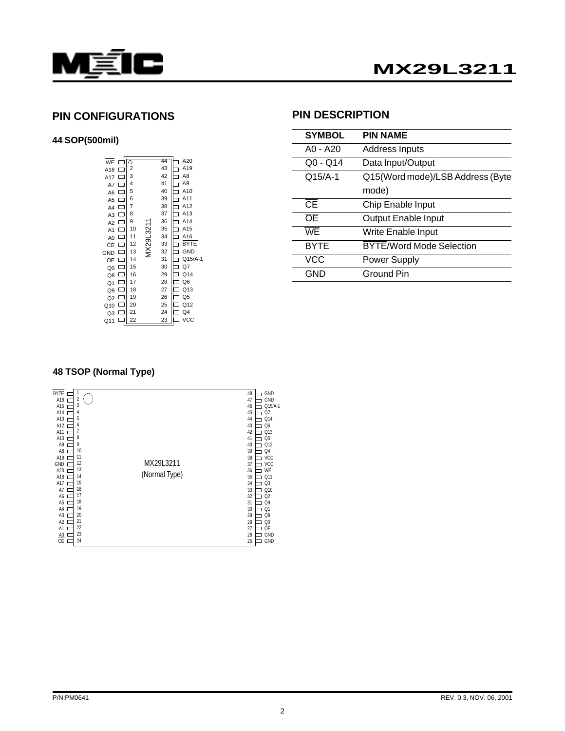## PIN CONFIGURATIONS

### 44 SOP(500mil)

| Signal | Pin | Pin | Signal |
|---|---|---|---|
| WE | 1 | 44 | A20 |
| A18 | 2 | 43 | A19 |
| A17 | 3 | 42 | A8 |
| A7 | 4 | 41 | A9 |
| A6 | 5 | 40 | A10 |
| A5 | 6 | 39 | A11 |
| A4 | 7 | 38 | A12 |
| A3 | 8 | 37 | A13 |
| A2 | 9 | 36 | A14 |
| A1 | 10 | 35 | A15 |
| A0 | 11 | 34 | A16 |
| CE | 12 | 33 | BYTE |
| GND | 13 | 32 | GND |
| OE | 14 | 31 | Q15/A-1 |
| Q0 | 15 | 30 | Q7 |
| Q8 | 16 | 29 | Q14 |
| Q1 | 17 | 28 | Q6 |
| Q9 | 18 | 27 | Q13 |
| Q2 | 19 | 26 | Q5 |
| Q10 | 20 | 25 | Q12 |
| Q3 | 21 | 24 | Q4 |
| Q11 | 22 | 23 | VCC |

MX29L3211

### 48 TSOP (Normal Type)

| Signal | Pin | Pin | Signal |
|---|---|---|---|
| BYTE | 1 | 48 | GND |
| A16 | 2 | 47 | GND |
| A15 | 3 | 46 | Q15/A-1 |
| A14 | 4 | 45 | Q7 |
| A13 | 5 | 44 | Q14 |
| A12 | 6 | 43 | Q6 |
| A11 | 7 | 42 | Q13 |
| A10 | 8 | 41 | Q5 |
| A9 | 9 | 40 | Q12 |
| A8 | 10 | 39 | Q4 |
| A19 | 11 | 38 | VCC |
| GND | 12 | 37 | VCC |
| A20 | 13 | 36 | WE |
| A18 | 14 | 35 | Q11 |
| A17 | 15 | 34 | Q3 |
| A7 | 16 | 33 | Q10 |
| A6 | 17 | 32 | Q2 |
| A5 | 18 | 31 | Q9 |
| A4 | 19 | 30 | Q1 |
| A3 | 20 | 29 | Q8 |
| A2 | 21 | 28 | Q0 |
| A1 | 22 | 27 | OE |
| A0 | 23 | 26 | GND |
| CE | 24 | 25 | GND |

MX29L3211 (Normal Type)

## PIN DESCRIPTION

| SYMBOL | PIN NAME |
|---|---|
| A0 - A20 | Address Inputs |
| Q0 - Q14 | Data Input/Output |
| Q15/A-1 | Q15(Word mode)/LSB Address (Byte mode) |
| CE | Chip Enable Input |
| OE | Output Enable Input |
| WE | Write Enable Input |
| BYTE | BYTE/Word Mode Selection |
| VCC | Power Supply |
| GND | Ground Pin |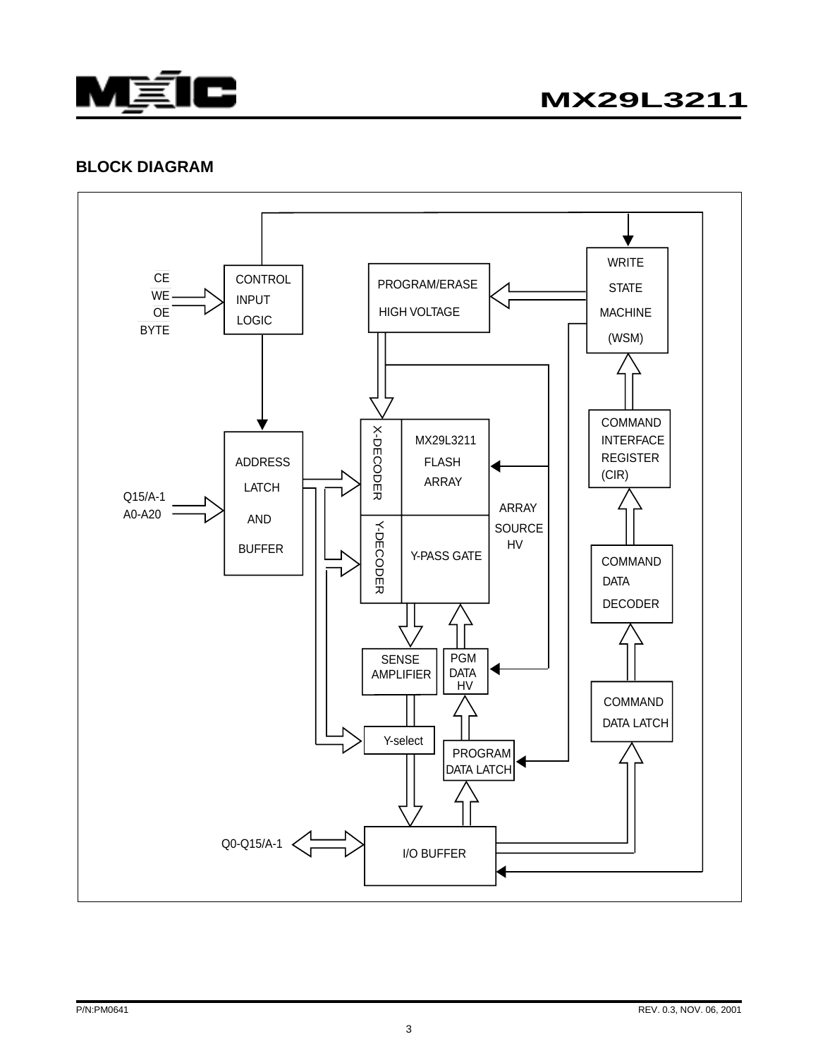## BLOCK DIAGRAM

CE
WE
OE
BYTE

CONTROL INPUT LOGIC

PROGRAM/ERASE HIGH VOLTAGE

WRITE STATE MACHINE (WSM)

COMMAND INTERFACE REGISTER (CIR)

ADDRESS LATCH AND BUFFER

Q15/A-1
A0-A20

X-DECODER

MX29L3211 FLASH ARRAY

Y-DECODER

Y-PASS GATE

ARRAY SOURCE HV

COMMAND DATA DECODER

SENSE AMPLIFIER

PGM DATA HV

COMMAND DATA LATCH

Y-select

PROGRAM DATA LATCH

Q0-Q15/A-1

I/O BUFFER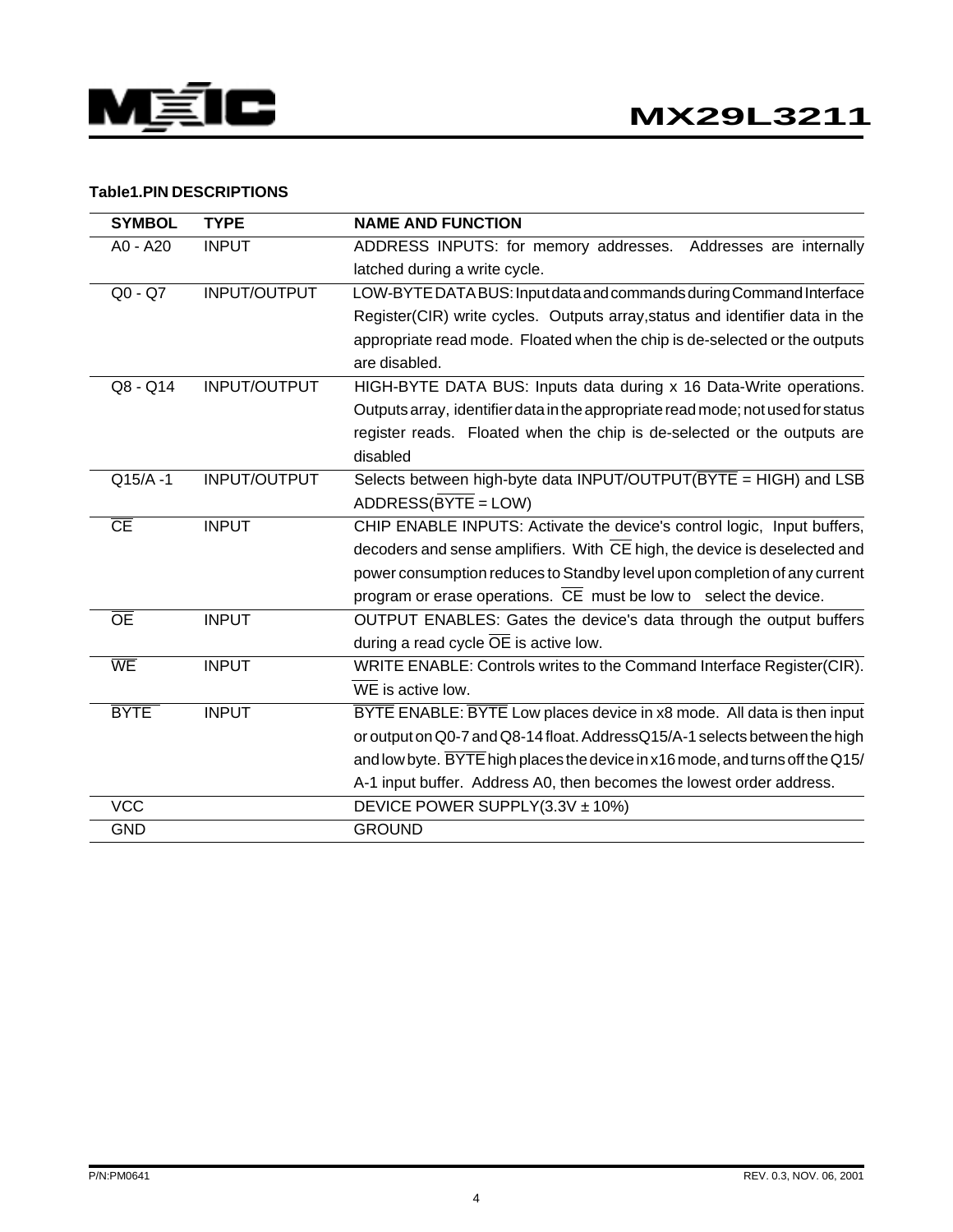**Table1.PIN DESCRIPTIONS**

| SYMBOL | TYPE | NAME AND FUNCTION |
|---|---|---|
| A0 - A20 | INPUT | ADDRESS INPUTS: for memory addresses. Addresses are internally latched during a write cycle. |
| Q0 - Q7 | INPUT/OUTPUT | LOW-BYTE DATA BUS: Input data and commands during Command Interface Register(CIR) write cycles. Outputs array,status and identifier data in the appropriate read mode. Floated when the chip is de-selected or the outputs are disabled. |
| Q8 - Q14 | INPUT/OUTPUT | HIGH-BYTE DATA BUS: Inputs data during x 16 Data-Write operations. Outputs array, identifier data in the appropriate read mode; not used for status register reads. Floated when the chip is de-selected or the outputs are disabled |
| Q15/A -1 | INPUT/OUTPUT | Selects between high-byte data INPUT/OUTPUT($\overline{BYTE}$ = HIGH) and LSB ADDRESS($\overline{BYTE}$ = LOW) |
| $\overline{CE}$ | INPUT | CHIP ENABLE INPUTS: Activate the device's control logic, Input buffers, decoders and sense amplifiers. With $\overline{CE}$ high, the device is deselected and power consumption reduces to Standby level upon completion of any current program or erase operations. $\overline{CE}$ must be low to select the device. |
| $\overline{OE}$ | INPUT | OUTPUT ENABLES: Gates the device's data through the output buffers during a read cycle $\overline{OE}$ is active low. |
| $\overline{WE}$ | INPUT | WRITE ENABLE: Controls writes to the Command Interface Register(CIR). $\overline{WE}$ is active low. |
| $\overline{BYTE}$ | INPUT | $\overline{BYTE}$ ENABLE: $\overline{BYTE}$ Low places device in x8 mode. All data is then input or output on Q0-7 and Q8-14 float. AddressQ15/A-1 selects between the high and low byte. $\overline{BYTE}$ high places the device in x16 mode, and turns off the Q15/ A-1 input buffer. Address A0, then becomes the lowest order address. |
| VCC | | DEVICE POWER SUPPLY(3.3V ± 10%) |
| GND | | GROUND |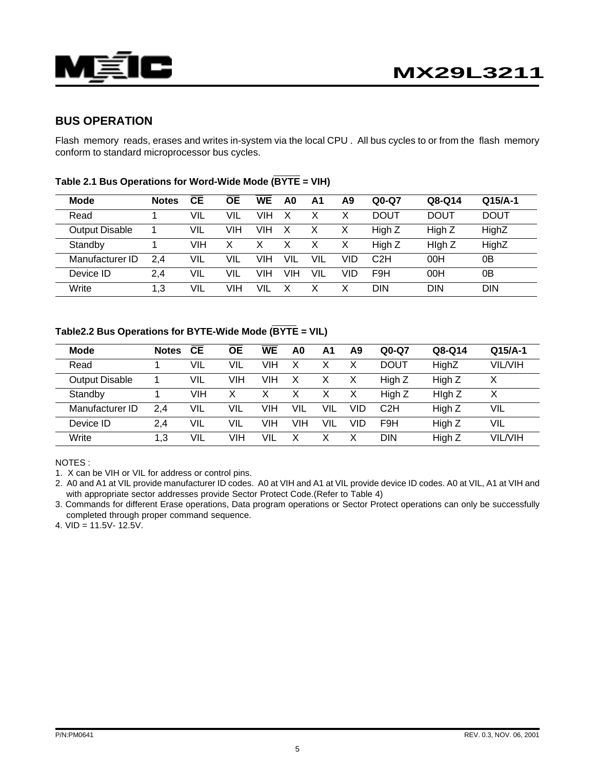## BUS OPERATION

Flash memory reads, erases and writes in-system via the local CPU . All bus cycles to or from the flash memory conform to standard microprocessor bus cycles.

**Table 2.1 Bus Operations for Word-Wide Mode ($\overline{BYTE}$ = VIH)**

| Mode | Notes | $\overline{CE}$ | $\overline{OE}$ | $\overline{WE}$ | A0 | A1 | A9 | Q0-Q7 | Q8-Q14 | Q15/A-1 |
|---|---|---|---|---|---|---|---|---|---|---|
| Read | 1 | VIL | VIL | VIH | X | X | X | DOUT | DOUT | DOUT |
| Output Disable | 1 | VIL | VIH | VIH | X | X | X | High Z | High Z | HighZ |
| Standby | 1 | VIH | X | X | X | X | X | High Z | HIgh Z | HighZ |
| Manufacturer ID | 2,4 | VIL | VIL | VIH | VIL | VIL | VID | C2H | 00H | 0B |
| Device ID | 2,4 | VIL | VIL | VIH | VIH | VIL | VID | F9H | 00H | 0B |
| Write | 1,3 | VIL | VIH | VIL | X | X | X | DIN | DIN | DIN |

**Table2.2 Bus Operations for BYTE-Wide Mode ($\overline{BYTE}$ = VIL)**

| Mode | Notes | $\overline{CE}$ | $\overline{OE}$ | $\overline{WE}$ | A0 | A1 | A9 | Q0-Q7 | Q8-Q14 | Q15/A-1 |
|---|---|---|---|---|---|---|---|---|---|---|
| Read | 1 | VIL | VIL | VIH | X | X | X | DOUT | HighZ | VIL/VIH |
| Output Disable | 1 | VIL | VIH | VIH | X | X | X | High Z | High Z | X |
| Standby | 1 | VIH | X | X | X | X | X | High Z | HIgh Z | X |
| Manufacturer ID | 2,4 | VIL | VIL | VIH | VIL | VIL | VID | C2H | High Z | VIL |
| Device ID | 2,4 | VIL | VIL | VIH | VIH | VIL | VID | F9H | High Z | VIL |
| Write | 1,3 | VIL | VIH | VIL | X | X | X | DIN | High Z | VIL/VIH |

NOTES :

1. X can be VIH or VIL for address or control pins.
2. A0 and A1 at VIL provide manufacturer ID codes. A0 at VIH and A1 at VIL provide device ID codes. A0 at VIL, A1 at VIH and with appropriate sector addresses provide Sector Protect Code.(Refer to Table 4)
3. Commands for different Erase operations, Data program operations or Sector Protect operations can only be successfully completed through proper command sequence.
4. VID = 11.5V- 12.5V.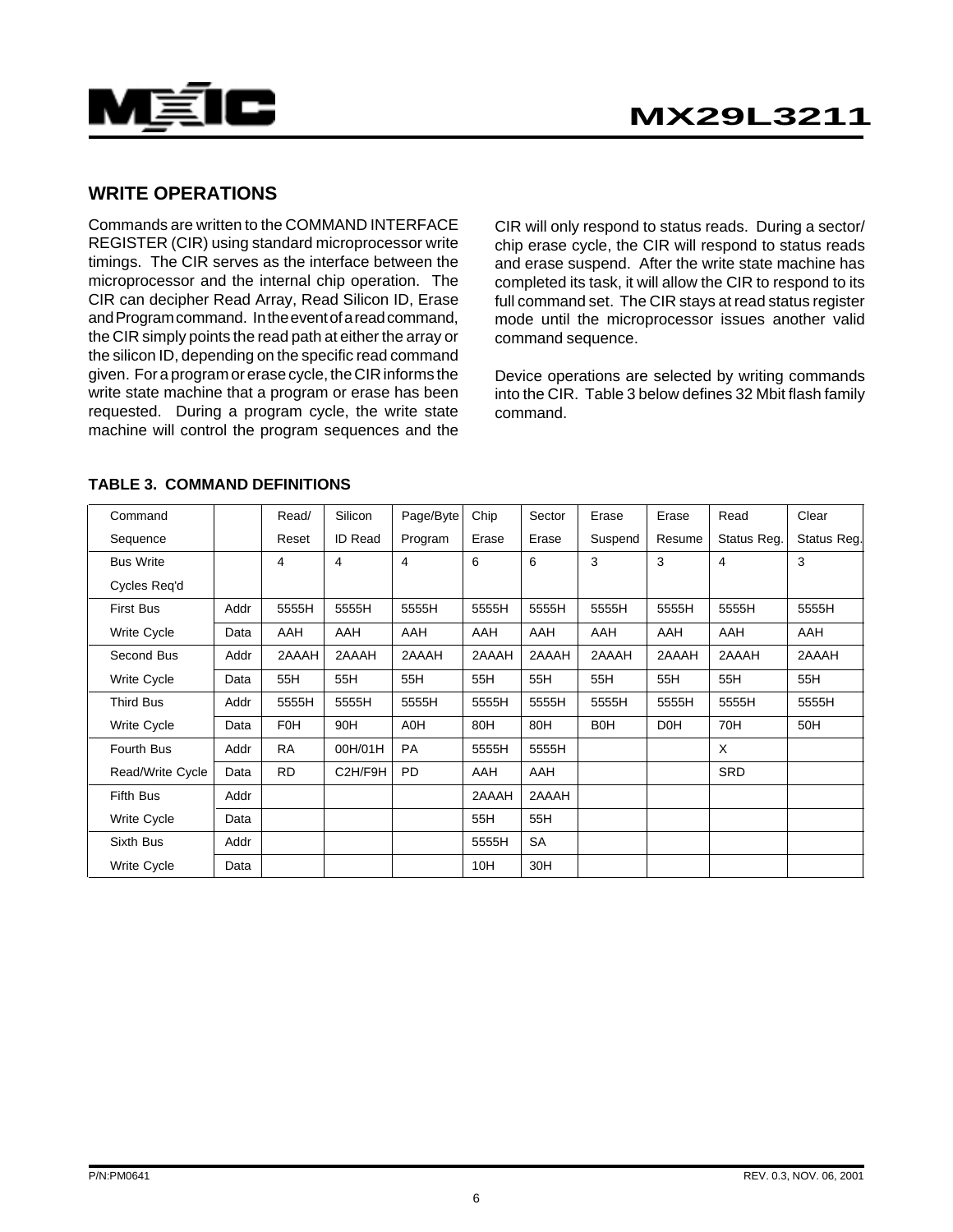## WRITE OPERATIONS

Commands are written to the COMMAND INTERFACE REGISTER (CIR) using standard microprocessor write timings. The CIR serves as the interface between the microprocessor and the internal chip operation. The CIR can decipher Read Array, Read Silicon ID, Erase and Program command. In the event of a read command, the CIR simply points the read path at either the array or the silicon ID, depending on the specific read command given. For a program or erase cycle, the CIR informs the write state machine that a program or erase has been requested. During a program cycle, the write state machine will control the program sequences and the CIR will only respond to status reads. During a sector/ chip erase cycle, the CIR will respond to status reads and erase suspend. After the write state machine has completed its task, it will allow the CIR to respond to its full command set. The CIR stays at read status register mode until the microprocessor issues another valid command sequence.

Device operations are selected by writing commands into the CIR. Table 3 below defines 32 Mbit flash family command.

**TABLE 3. COMMAND DEFINITIONS**

| Command Sequence | | Read/ Reset | Silicon ID Read | Page/Byte Program | Chip Erase | Sector Erase | Erase Suspend | Erase Resume | Read Status Reg. | Clear Status Reg. |
|---|---|---|---|---|---|---|---|---|---|---|
| Bus Write Cycles Req'd | | 4 | 4 | 4 | 6 | 6 | 3 | 3 | 4 | 3 |
| First Bus | Addr | 5555H | 5555H | 5555H | 5555H | 5555H | 5555H | 5555H | 5555H | 5555H |
| Write Cycle | Data | AAH | AAH | AAH | AAH | AAH | AAH | AAH | AAH | AAH |
| Second Bus | Addr | 2AAAH | 2AAAH | 2AAAH | 2AAAH | 2AAAH | 2AAAH | 2AAAH | 2AAAH | 2AAAH |
| Write Cycle | Data | 55H | 55H | 55H | 55H | 55H | 55H | 55H | 55H | 55H |
| Third Bus | Addr | 5555H | 5555H | 5555H | 5555H | 5555H | 5555H | 5555H | 5555H | 5555H |
| Write Cycle | Data | F0H | 90H | A0H | 80H | 80H | B0H | D0H | 70H | 50H |
| Fourth Bus | Addr | RA | 00H/01H | PA | 5555H | 5555H | | | X | |
| Read/Write Cycle | Data | RD | C2H/F9H | PD | AAH | AAH | | | SRD | |
| Fifth Bus | Addr | | | | 2AAAH | 2AAAH | | | | |
| Write Cycle | Data | | | | 55H | 55H | | | | |
| Sixth Bus | Addr | | | | 5555H | SA | | | | |
| Write Cycle | Data | | | | 10H | 30H | | | | |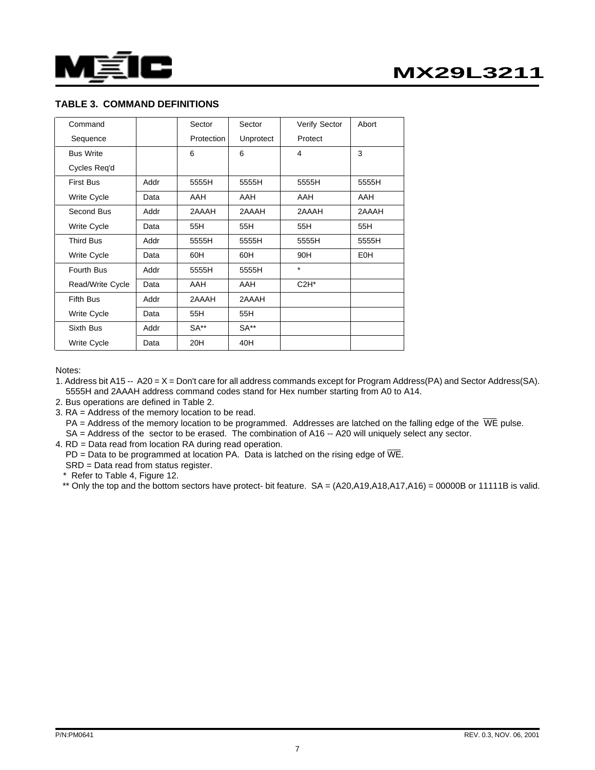### TABLE 3. COMMAND DEFINITIONS

| Command Sequence | | Sector Protection | Sector Unprotect | Verify Sector Protect | Abort |
|---|---|---|---|---|---|
| Bus Write Cycles Req'd | | 6 | 6 | 4 | 3 |
| First Bus Write Cycle | Addr | 5555H | 5555H | 5555H | 5555H |
| | Data | AAH | AAH | AAH | AAH |
| Second Bus Write Cycle | Addr | 2AAAH | 2AAAH | 2AAAH | 2AAAH |
| | Data | 55H | 55H | 55H | 55H |
| Third Bus Write Cycle | Addr | 5555H | 5555H | 5555H | 5555H |
| | Data | 60H | 60H | 90H | E0H |
| Fourth Bus Read/Write Cycle | Addr | 5555H | 5555H | * | |
| | Data | AAH | AAH | C2H* | |
| Fifth Bus Write Cycle | Addr | 2AAAH | 2AAAH | | |
| | Data | 55H | 55H | | |
| Sixth Bus Write Cycle | Addr | SA** | SA** | | |
| | Data | 20H | 40H | | |

Notes:

1. Address bit A15 -- A20 = X = Don't care for all address commands except for Program Address(PA) and Sector Address(SA). 5555H and 2AAAH address command codes stand for Hex number starting from A0 to A14.
2. Bus operations are defined in Table 2.
3. RA = Address of the memory location to be read.
   PA = Address of the memory location to be programmed. Addresses are latched on the falling edge of the $\overline{WE}$ pulse.
   SA = Address of the sector to be erased. The combination of A16 -- A20 will uniquely select any sector.
4. RD = Data read from location RA during read operation.
   PD = Data to be programmed at location PA. Data is latched on the rising edge of $\overline{WE}$.
   SRD = Data read from status register.

\* Refer to Table 4, Figure 12.

** Only the top and the bottom sectors have protect- bit feature. SA = (A20,A19,A18,A17,A16) = 00000B or 11111B is valid.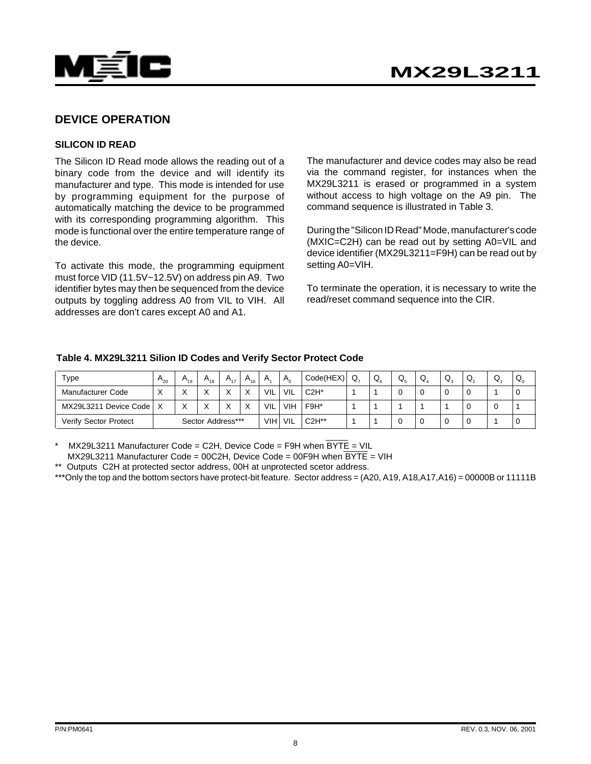## DEVICE OPERATION

### SILICON ID READ

The Silicon ID Read mode allows the reading out of a binary code from the device and will identify its manufacturer and type. This mode is intended for use by programming equipment for the purpose of automatically matching the device to be programmed with its corresponding programming algorithm. This mode is functional over the entire temperature range of the device.

To activate this mode, the programming equipment must force VID (11.5V~12.5V) on address pin A9. Two identifier bytes may then be sequenced from the device outputs by toggling address A0 from VIL to VIH. All addresses are don't cares except A0 and A1.

The manufacturer and device codes may also be read via the command register, for instances when the MX29L3211 is erased or programmed in a system without access to high voltage on the A9 pin. The command sequence is illustrated in Table 3.

During the "Silicon ID Read" Mode, manufacturer's code (MXIC=C2H) can be read out by setting A0=VIL and device identifier (MX29L3211=F9H) can be read out by setting A0=VIH.

To terminate the operation, it is necessary to write the read/reset command sequence into the CIR.

**Table 4. MX29L3211 Silion ID Codes and Verify Sector Protect Code**

| Type | $A_{20}$ | $A_{19}$ | $A_{18}$ | $A_{17}$ | $A_{16}$ | $A_1$ | $A_0$ | Code(HEX) | $Q_7$ | $Q_6$ | $Q_5$ | $Q_4$ | $Q_3$ | $Q_2$ | $Q_1$ | $Q_0$ |
|---|---|---|---|---|---|---|---|---|---|---|---|---|---|---|---|---|
| Manufacturer Code | X | X | X | X | X | VIL | VIL | C2H* | 1 | 1 | 0 | 0 | 0 | 0 | 1 | 0 |
| MX29L3211 Device Code | X | X | X | X | X | VIL | VIH | F9H* | 1 | 1 | 1 | 1 | 1 | 0 | 0 | 1 |
| Verify Sector Protect | Sector Address*** | | | | | VIH | VIL | C2H** | 1 | 1 | 0 | 0 | 0 | 0 | 1 | 0 |

\* MX29L3211 Manufacturer Code = C2H, Device Code = F9H when $\overline{BYTE}$ = VIL
MX29L3211 Manufacturer Code = 00C2H, Device Code = 00F9H when $\overline{BYTE}$ = VIH

** Outputs C2H at protected sector address, 00H at unprotected scetor address.

***Only the top and the bottom sectors have protect-bit feature. Sector address = (A20, A19, A18,A17,A16) = 00000B or 11111B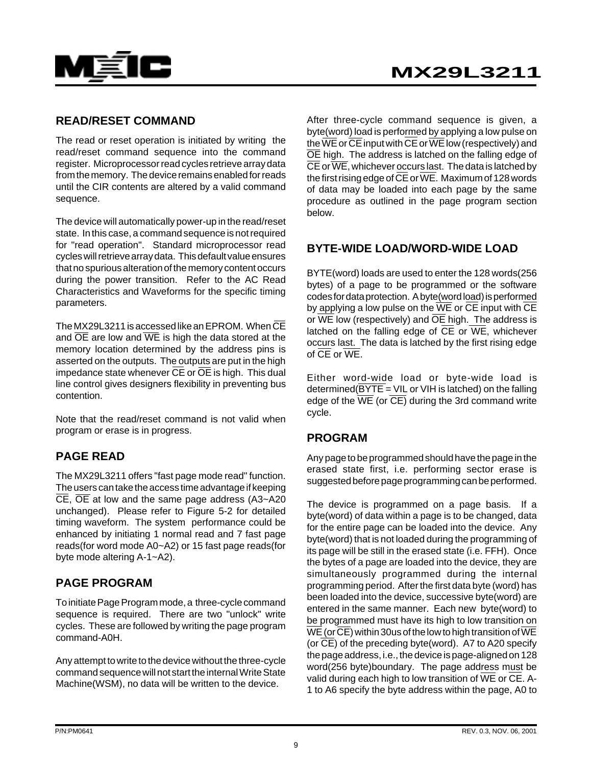## READ/RESET COMMAND

The read or reset operation is initiated by writing the read/reset command sequence into the command register. Microprocessor read cycles retrieve array data from the memory. The device remains enabled for reads until the CIR contents are altered by a valid command sequence.

The device will automatically power-up in the read/reset state. In this case, a command sequence is not required for "read operation". Standard microprocessor read cycles will retrieve array data. This default value ensures that no spurious alteration of the memory content occurs during the power transition. Refer to the AC Read Characteristics and Waveforms for the specific timing parameters.

The MX29L3211 is accessed like an EPROM. When $\overline{CE}$ and $\overline{OE}$ are low and $\overline{WE}$ is high the data stored at the memory location determined by the address pins is asserted on the outputs. The outputs are put in the high impedance state whenever $\overline{CE}$ or $\overline{OE}$ is high. This dual line control gives designers flexibility in preventing bus contention.

Note that the read/reset command is not valid when program or erase is in progress.

## PAGE READ

The MX29L3211 offers "fast page mode read" function. The users can take the access time advantage if keeping $\overline{CE}$, $\overline{OE}$ at low and the same page address (A3~A20 unchanged). Please refer to Figure 5-2 for detailed timing waveform. The system performance could be enhanced by initiating 1 normal read and 7 fast page reads(for word mode A0~A2) or 15 fast page reads(for byte mode altering A-1~A2).

## PAGE PROGRAM

To initiate Page Program mode, a three-cycle command sequence is required. There are two "unlock" write cycles. These are followed by writing the page program command-A0H.

Any attempt to write to the device without the three-cycle command sequence will not start the internal Write State Machine(WSM), no data will be written to the device.

After three-cycle command sequence is given, a byte(word) load is performed by applying a low pulse on the $\overline{WE}$ or $\overline{CE}$ input with $\overline{CE}$ or $\overline{WE}$ low (respectively) and $\overline{OE}$ high. The address is latched on the falling edge of $\overline{CE}$ or $\overline{WE}$, whichever occurs last. The data is latched by the first rising edge of $\overline{CE}$ or $\overline{WE}$. Maximum of 128 words of data may be loaded into each page by the same procedure as outlined in the page program section below.

## BYTE-WIDE LOAD/WORD-WIDE LOAD

BYTE(word) loads are used to enter the 128 words(256 bytes) of a page to be programmed or the software codes for data protection. A byte(word load) is performed by applying a low pulse on the $\overline{WE}$ or $\overline{CE}$ input with $\overline{CE}$ or $\overline{WE}$ low (respectively) and $\overline{OE}$ high. The address is latched on the falling edge of $\overline{CE}$ or $\overline{WE}$, whichever occurs last. The data is latched by the first rising edge of $\overline{CE}$ or $\overline{WE}$.

Either word-wide load or byte-wide load is determined($\overline{BYTE}$ = VIL or VIH is latched) on the falling edge of the $\overline{WE}$ (or $\overline{CE}$) during the 3rd command write cycle.

## PROGRAM

Any page to be programmed should have the page in the erased state first, i.e. performing sector erase is suggested before page programming can be performed.

The device is programmed on a page basis. If a byte(word) of data within a page is to be changed, data for the entire page can be loaded into the device. Any byte(word) that is not loaded during the programming of its page will be still in the erased state (i.e. FFH). Once the bytes of a page are loaded into the device, they are simultaneously programmed during the internal programming period. After the first data byte (word) has been loaded into the device, successive byte(word) are entered in the same manner. Each new byte(word) to be programmed must have its high to low transition on $\overline{WE}$ (or $\overline{CE}$) within 30us of the low to high transition of $\overline{WE}$ (or $\overline{CE}$) of the preceding byte(word). A7 to A20 specify the page address, i.e., the device is page-aligned on 128 word(256 byte)boundary. The page address must be valid during each high to low transition of $\overline{WE}$ or $\overline{CE}$. A-1 to A6 specify the byte address within the page, A0 to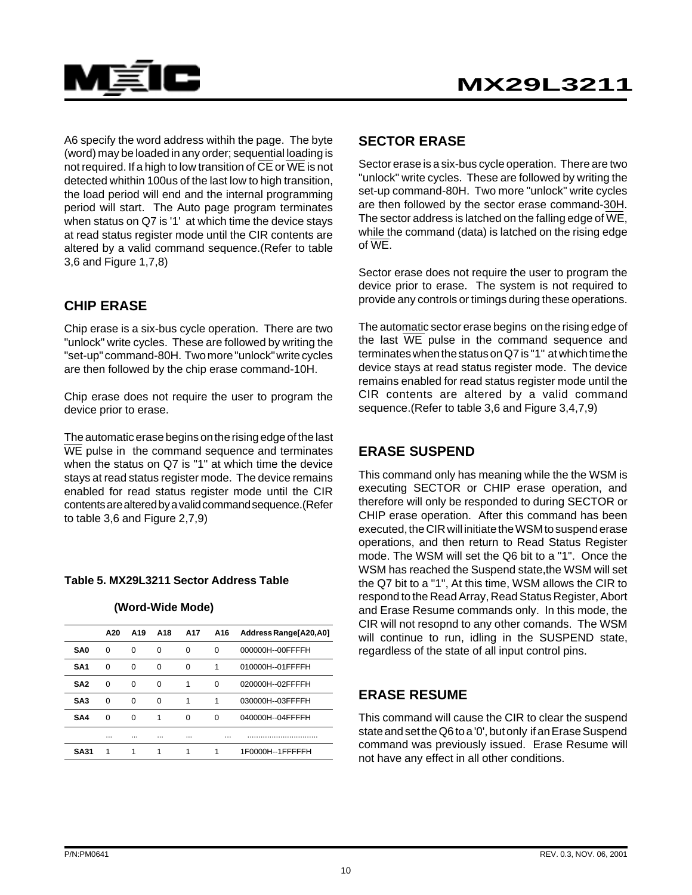A6 specify the word address withih the page. The byte (word) may be loaded in any order; sequential loading is not required. If a high to low transition of CE or WE is not detected whithin 100us of the last low to high transition, the load period will end and the internal programming period will start. The Auto page program terminates when status on Q7 is '1' at which time the device stays at read status register mode until the CIR contents are altered by a valid command sequence.(Refer to table 3,6 and Figure 1,7,8)

## CHIP ERASE

Chip erase is a six-bus cycle operation. There are two "unlock" write cycles. These are followed by writing the "set-up" command-80H. Two more "unlock" write cycles are then followed by the chip erase command-10H.

Chip erase does not require the user to program the device prior to erase.

The automatic erase begins on the rising edge of the last WE pulse in the command sequence and terminates when the status on Q7 is "1" at which time the device stays at read status register mode. The device remains enabled for read status register mode until the CIR contents are altered by a valid command sequence.(Refer to table 3,6 and Figure 2,7,9)

**Table 5. MX29L3211 Sector Address Table**

**(Word-Wide Mode)**

| | A20 | A19 | A18 | A17 | A16 | Address Range[A20,A0] |
|---|---|---|---|---|---|---|
| SA0 | 0 | 0 | 0 | 0 | 0 | 000000H--00FFFFH |
| SA1 | 0 | 0 | 0 | 0 | 1 | 010000H--01FFFFH |
| SA2 | 0 | 0 | 0 | 1 | 0 | 020000H--02FFFFH |
| SA3 | 0 | 0 | 0 | 1 | 1 | 030000H--03FFFFH |
| SA4 | 0 | 0 | 1 | 0 | 0 | 040000H--04FFFFH |
| | ... | ... | ... | ... | ... | ............................... |
| SA31 | 1 | 1 | 1 | 1 | 1 | 1F0000H--1FFFFFH |

## SECTOR ERASE

Sector erase is a six-bus cycle operation. There are two "unlock" write cycles. These are followed by writing the set-up command-80H. Two more "unlock" write cycles are then followed by the sector erase command-30H. The sector address is latched on the falling edge of WE, while the command (data) is latched on the rising edge of WE.

Sector erase does not require the user to program the device prior to erase. The system is not required to provide any controls or timings during these operations.

The automatic sector erase begins on the rising edge of the last WE pulse in the command sequence and terminates when the status on Q7 is "1" at which time the device stays at read status register mode. The device remains enabled for read status register mode until the CIR contents are altered by a valid command sequence.(Refer to table 3,6 and Figure 3,4,7,9)

## ERASE SUSPEND

This command only has meaning while the the WSM is executing SECTOR or CHIP erase operation, and therefore will only be responded to during SECTOR or CHIP erase operation. After this command has been executed, the CIR will initiate the WSM to suspend erase operations, and then return to Read Status Register mode. The WSM will set the Q6 bit to a "1". Once the WSM has reached the Suspend state,the WSM will set the Q7 bit to a "1", At this time, WSM allows the CIR to respond to the Read Array, Read Status Register, Abort and Erase Resume commands only. In this mode, the CIR will not resopnd to any other comands. The WSM will continue to run, idling in the SUSPEND state, regardless of the state of all input control pins.

## ERASE RESUME

This command will cause the CIR to clear the suspend state and set the Q6 to a '0', but only if an Erase Suspend command was previously issued. Erase Resume will not have any effect in all other conditions.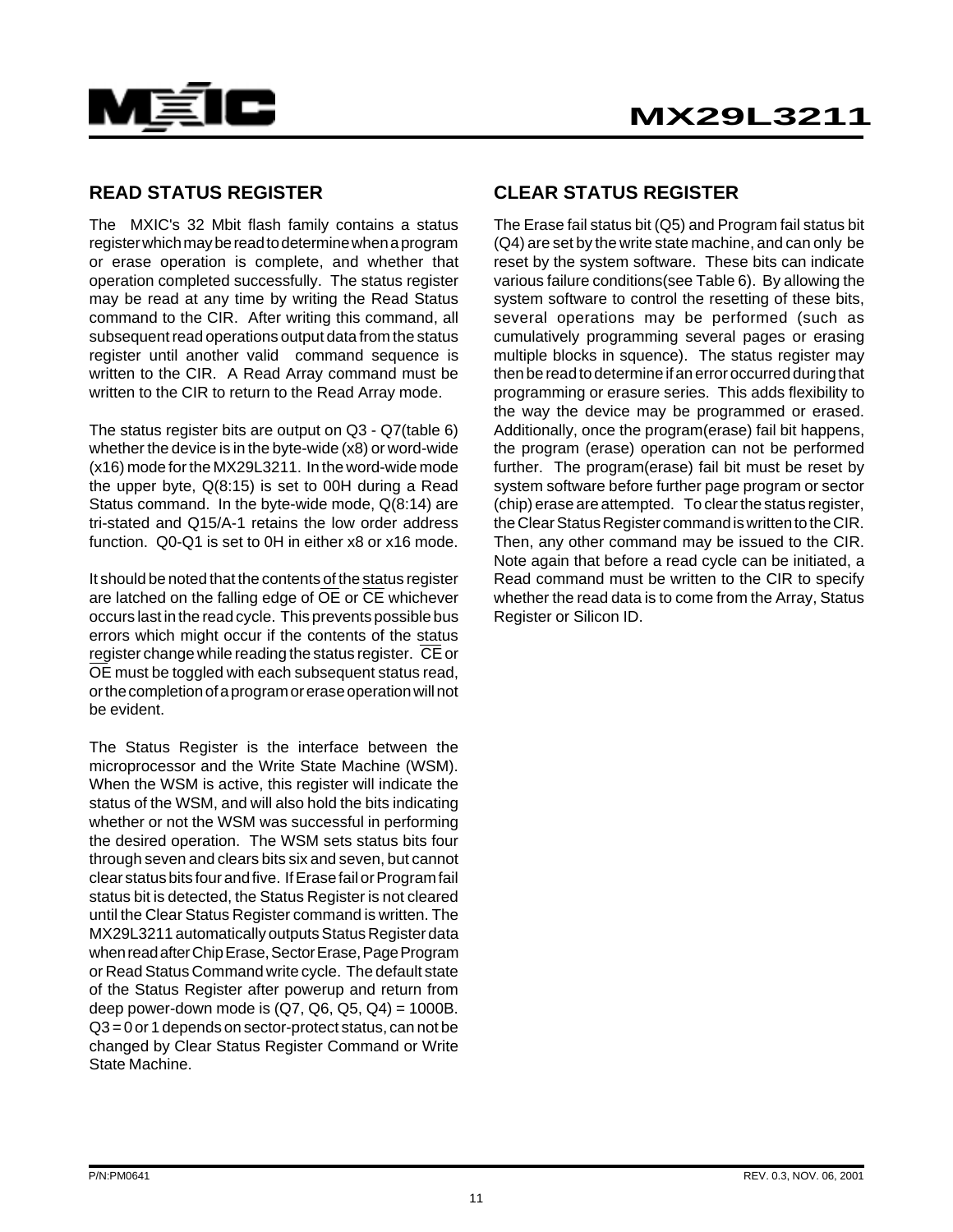## READ STATUS REGISTER

The MXIC's 32 Mbit flash family contains a status register which may be read to determine when a program or erase operation is complete, and whether that operation completed successfully. The status register may be read at any time by writing the Read Status command to the CIR. After writing this command, all subsequent read operations output data from the status register until another valid command sequence is written to the CIR. A Read Array command must be written to the CIR to return to the Read Array mode.

The status register bits are output on Q3 - Q7(table 6) whether the device is in the byte-wide (x8) or word-wide (x16) mode for the MX29L3211. In the word-wide mode the upper byte, Q(8:15) is set to 00H during a Read Status command. In the byte-wide mode, Q(8:14) are tri-stated and Q15/A-1 retains the low order address function. Q0-Q1 is set to 0H in either x8 or x16 mode.

It should be noted that the contents of the status register are latched on the falling edge of $\overline{OE}$ or $\overline{CE}$ whichever occurs last in the read cycle. This prevents possible bus errors which might occur if the contents of the status register change while reading the status register. $\overline{CE}$ or $\overline{OE}$ must be toggled with each subsequent status read, or the completion of a program or erase operation will not be evident.

The Status Register is the interface between the microprocessor and the Write State Machine (WSM). When the WSM is active, this register will indicate the status of the WSM, and will also hold the bits indicating whether or not the WSM was successful in performing the desired operation. The WSM sets status bits four through seven and clears bits six and seven, but cannot clear status bits four and five. If Erase fail or Program fail status bit is detected, the Status Register is not cleared until the Clear Status Register command is written. The MX29L3211 automatically outputs Status Register data when read after Chip Erase, Sector Erase, Page Program or Read Status Command write cycle. The default state of the Status Register after powerup and return from deep power-down mode is (Q7, Q6, Q5, Q4) = 1000B. Q3 = 0 or 1 depends on sector-protect status, can not be changed by Clear Status Register Command or Write State Machine.

## CLEAR STATUS REGISTER

The Erase fail status bit (Q5) and Program fail status bit (Q4) are set by the write state machine, and can only be reset by the system software. These bits can indicate various failure conditions(see Table 6). By allowing the system software to control the resetting of these bits, several operations may be performed (such as cumulatively programming several pages or erasing multiple blocks in squence). The status register may then be read to determine if an error occurred during that programming or erasure series. This adds flexibility to the way the device may be programmed or erased. Additionally, once the program(erase) fail bit happens, the program (erase) operation can not be performed further. The program(erase) fail bit must be reset by system software before further page program or sector (chip) erase are attempted. To clear the status register, the Clear Status Register command is written to the CIR. Then, any other command may be issued to the CIR. Note again that before a read cycle can be initiated, a Read command must be written to the CIR to specify whether the read data is to come from the Array, Status Register or Silicon ID.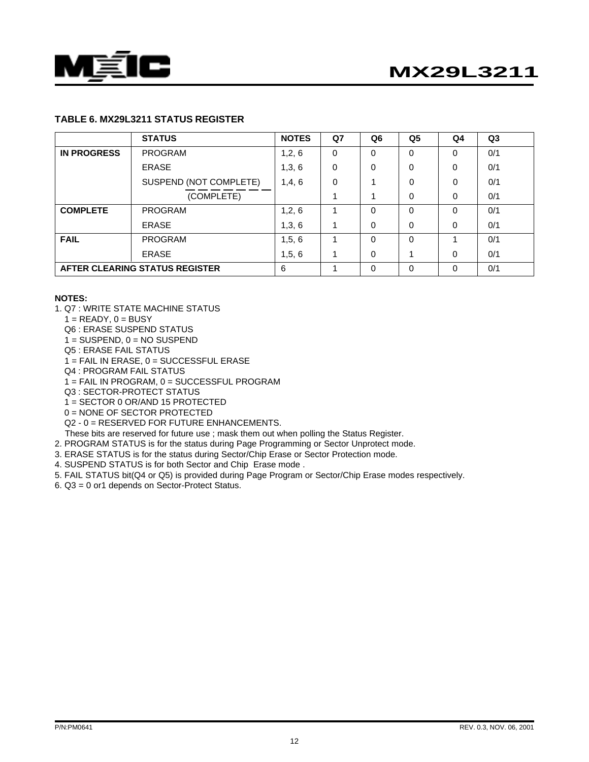**TABLE 6. MX29L3211 STATUS REGISTER**

| | STATUS | NOTES | Q7 | Q6 | Q5 | Q4 | Q3 |
|---|---|---|---|---|---|---|---|
| **IN PROGRESS** | PROGRAM | 1,2, 6 | 0 | 0 | 0 | 0 | 0/1 |
| | ERASE | 1,3, 6 | 0 | 0 | 0 | 0 | 0/1 |
| | SUSPEND (NOT COMPLETE) | 1,4, 6 | 0 | 1 | 0 | 0 | 0/1 |
| | (COMPLETE) | | 1 | 1 | 0 | 0 | 0/1 |
| **COMPLETE** | PROGRAM | 1,2, 6 | 1 | 0 | 0 | 0 | 0/1 |
| | ERASE | 1,3, 6 | 1 | 0 | 0 | 0 | 0/1 |
| **FAIL** | PROGRAM | 1,5, 6 | 1 | 0 | 0 | 1 | 0/1 |
| | ERASE | 1,5, 6 | 1 | 0 | 1 | 0 | 0/1 |
| **AFTER CLEARING STATUS REGISTER** | | 6 | 1 | 0 | 0 | 0 | 0/1 |

**NOTES:**

1. Q7 : WRITE STATE MACHINE STATUS
   1 = READY, 0 = BUSY
   Q6 : ERASE SUSPEND STATUS
   1 = SUSPEND, 0 = NO SUSPEND
   Q5 : ERASE FAIL STATUS
   1 = FAIL IN ERASE, 0 = SUCCESSFUL ERASE
   Q4 : PROGRAM FAIL STATUS
   1 = FAIL IN PROGRAM, 0 = SUCCESSFUL PROGRAM
   Q3 : SECTOR-PROTECT STATUS
   1 = SECTOR 0 OR/AND 15 PROTECTED
   0 = NONE OF SECTOR PROTECTED
   Q2 - 0 = RESERVED FOR FUTURE ENHANCEMENTS.
   These bits are reserved for future use ; mask them out when polling the Status Register.
2. PROGRAM STATUS is for the status during Page Programming or Sector Unprotect mode.
3. ERASE STATUS is for the status during Sector/Chip Erase or Sector Protection mode.
4. SUSPEND STATUS is for both Sector and Chip Erase mode .
5. FAIL STATUS bit(Q4 or Q5) is provided during Page Program or Sector/Chip Erase modes respectively.
6. Q3 = 0 or1 depends on Sector-Protect Status.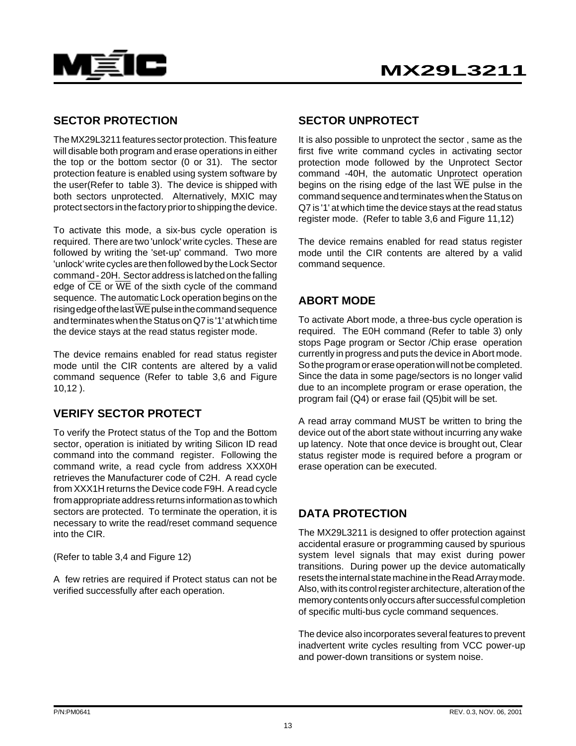## SECTOR PROTECTION

The MX29L3211 features sector protection. This feature will disable both program and erase operations in either the top or the bottom sector (0 or 31). The sector protection feature is enabled using system software by the user(Refer to table 3). The device is shipped with both sectors unprotected. Alternatively, MXIC may protect sectors in the factory prior to shipping the device.

To activate this mode, a six-bus cycle operation is required. There are two 'unlock' write cycles. These are followed by writing the 'set-up' command. Two more 'unlock' write cycles are then followed by the Lock Sector command - 20H. Sector address is latched on the falling edge of $\overline{CE}$ or $\overline{WE}$ of the sixth cycle of the command sequence. The automatic Lock operation begins on the rising edge of the last $\overline{WE}$ pulse in the command sequence and terminates when the Status on Q7 is '1' at which time the device stays at the read status register mode.

The device remains enabled for read status register mode until the CIR contents are altered by a valid command sequence (Refer to table 3,6 and Figure 10,12 ).

## VERIFY SECTOR PROTECT

To verify the Protect status of the Top and the Bottom sector, operation is initiated by writing Silicon ID read command into the command register. Following the command write, a read cycle from address XXX0H retrieves the Manufacturer code of C2H. A read cycle from XXX1H returns the Device code F9H. A read cycle from appropriate address returns information as to which sectors are protected. To terminate the operation, it is necessary to write the read/reset command sequence into the CIR.

(Refer to table 3,4 and Figure 12)

A few retries are required if Protect status can not be verified successfully after each operation.

## SECTOR UNPROTECT

It is also possible to unprotect the sector , same as the first five write command cycles in activating sector protection mode followed by the Unprotect Sector command -40H, the automatic Unprotect operation begins on the rising edge of the last $\overline{WE}$ pulse in the command sequence and terminates when the Status on Q7 is '1' at which time the device stays at the read status register mode. (Refer to table 3,6 and Figure 11,12)

The device remains enabled for read status register mode until the CIR contents are altered by a valid command sequence.

## ABORT MODE

To activate Abort mode, a three-bus cycle operation is required. The E0H command (Refer to table 3) only stops Page program or Sector /Chip erase operation currently in progress and puts the device in Abort mode. So the program or erase operation will not be completed. Since the data in some page/sectors is no longer valid due to an incomplete program or erase operation, the program fail (Q4) or erase fail (Q5)bit will be set.

A read array command MUST be written to bring the device out of the abort state without incurring any wake up latency. Note that once device is brought out, Clear status register mode is required before a program or erase operation can be executed.

## DATA PROTECTION

The MX29L3211 is designed to offer protection against accidental erasure or programming caused by spurious system level signals that may exist during power transitions. During power up the device automatically resets the internal state machine in the Read Array mode. Also, with its control register architecture, alteration of the memory contents only occurs after successful completion of specific multi-bus cycle command sequences.

The device also incorporates several features to prevent inadvertent write cycles resulting from VCC power-up and power-down transitions or system noise.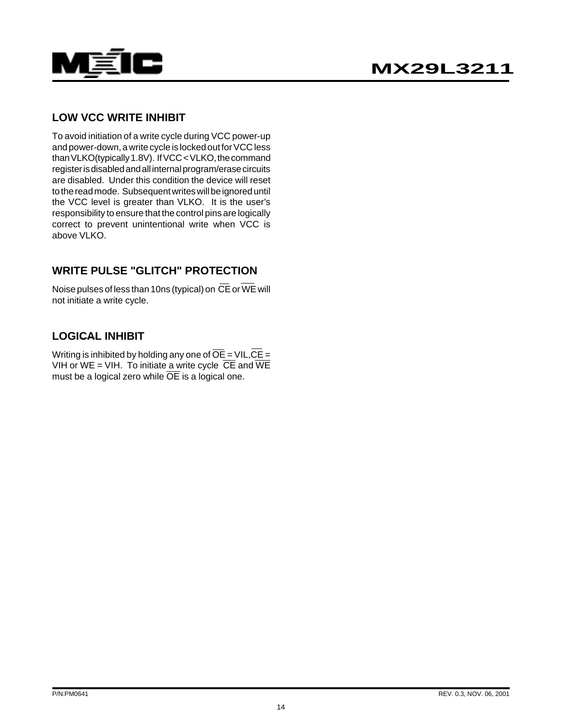## LOW VCC WRITE INHIBIT

To avoid initiation of a write cycle during VCC power-up and power-down, a write cycle is locked out for VCC less than VLKO(typically 1.8V). If VCC < VLKO, the command register is disabled and all internal program/erase circuits are disabled. Under this condition the device will reset to the read mode. Subsequent writes will be ignored until the VCC level is greater than VLKO. It is the user's responsibility to ensure that the control pins are logically correct to prevent unintentional write when VCC is above VLKO.

## WRITE PULSE "GLITCH" PROTECTION

Noise pulses of less than 10ns (typical) on $\overline{CE}$ or $\overline{WE}$ will not initiate a write cycle.

## LOGICAL INHIBIT

Writing is inhibited by holding any one of $\overline{OE}$ = VIL, $\overline{CE}$ = VIH or WE = VIH. To initiate a write cycle $\overline{CE}$ and $\overline{WE}$ must be a logical zero while $\overline{OE}$ is a logical one.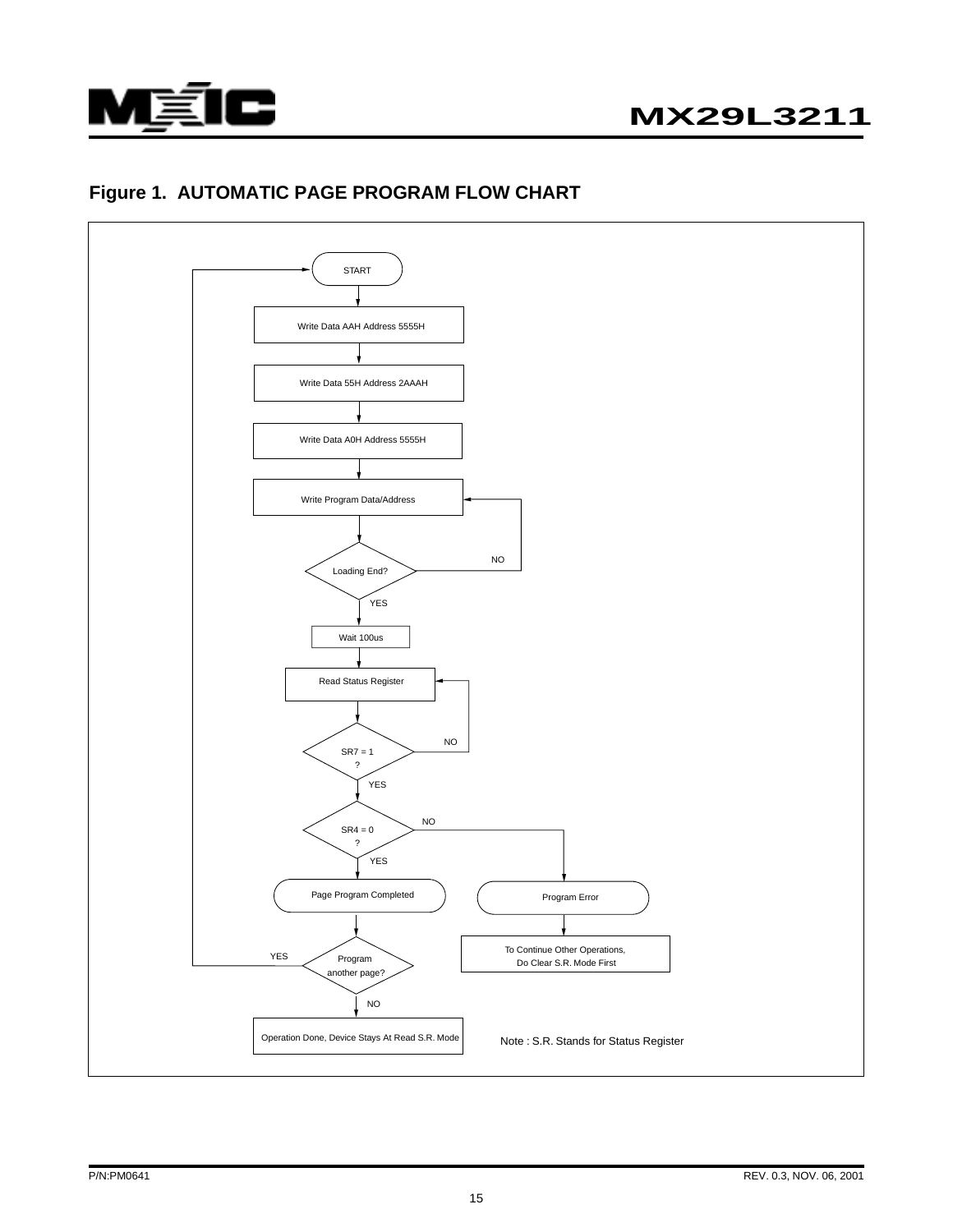## Figure 1. AUTOMATIC PAGE PROGRAM FLOW CHART

START

Write Data AAH Address 5555H

Write Data 55H Address 2AAAH

Write Data A0H Address 5555H

Write Program Data/Address

Loading End? (NO → Write Program Data/Address; YES → continue)

Wait 100us

Read Status Register

SR7 = 1 ? (NO → Read Status Register; YES → continue)

SR4 = 0 ? (NO → Program Error; YES → Page Program Completed)

Page Program Completed

Program another page? (YES → START; NO → Operation Done, Device Stays At Read S.R. Mode)

Operation Done, Device Stays At Read S.R. Mode

Program Error

To Continue Other Operations, Do Clear S.R. Mode First

Note : S.R. Stands for Status Register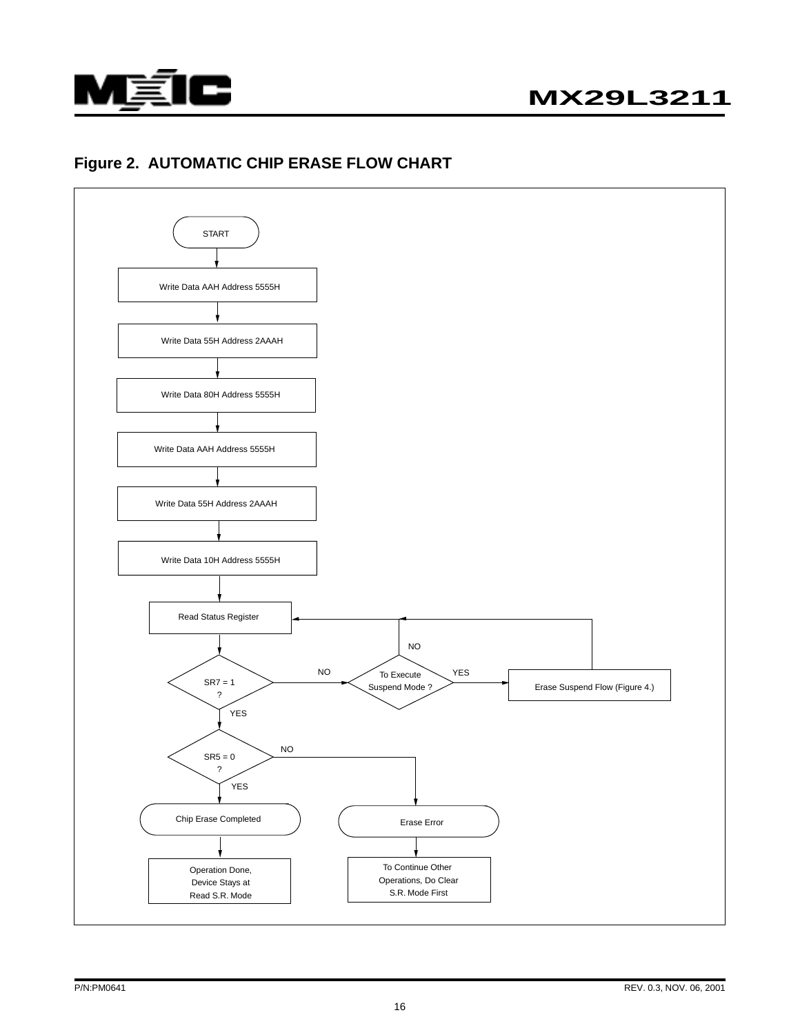# Figure 2. AUTOMATIC CHIP ERASE FLOW CHART

START

Write Data AAH Address 5555H

Write Data 55H Address 2AAAH

Write Data 80H Address 5555H

Write Data AAH Address 5555H

Write Data 55H Address 2AAAH

Write Data 10H Address 5555H

Read Status Register

SR7 = 1 ?

NO → To Execute Suspend Mode ?
- NO → Read Status Register
- YES → Erase Suspend Flow (Figure 4.) → Read Status Register

YES → SR5 = 0 ?

- YES → Chip Erase Completed → Operation Done, Device Stays at Read S.R. Mode
- NO → Erase Error → To Continue Other Operations, Do Clear S.R. Mode First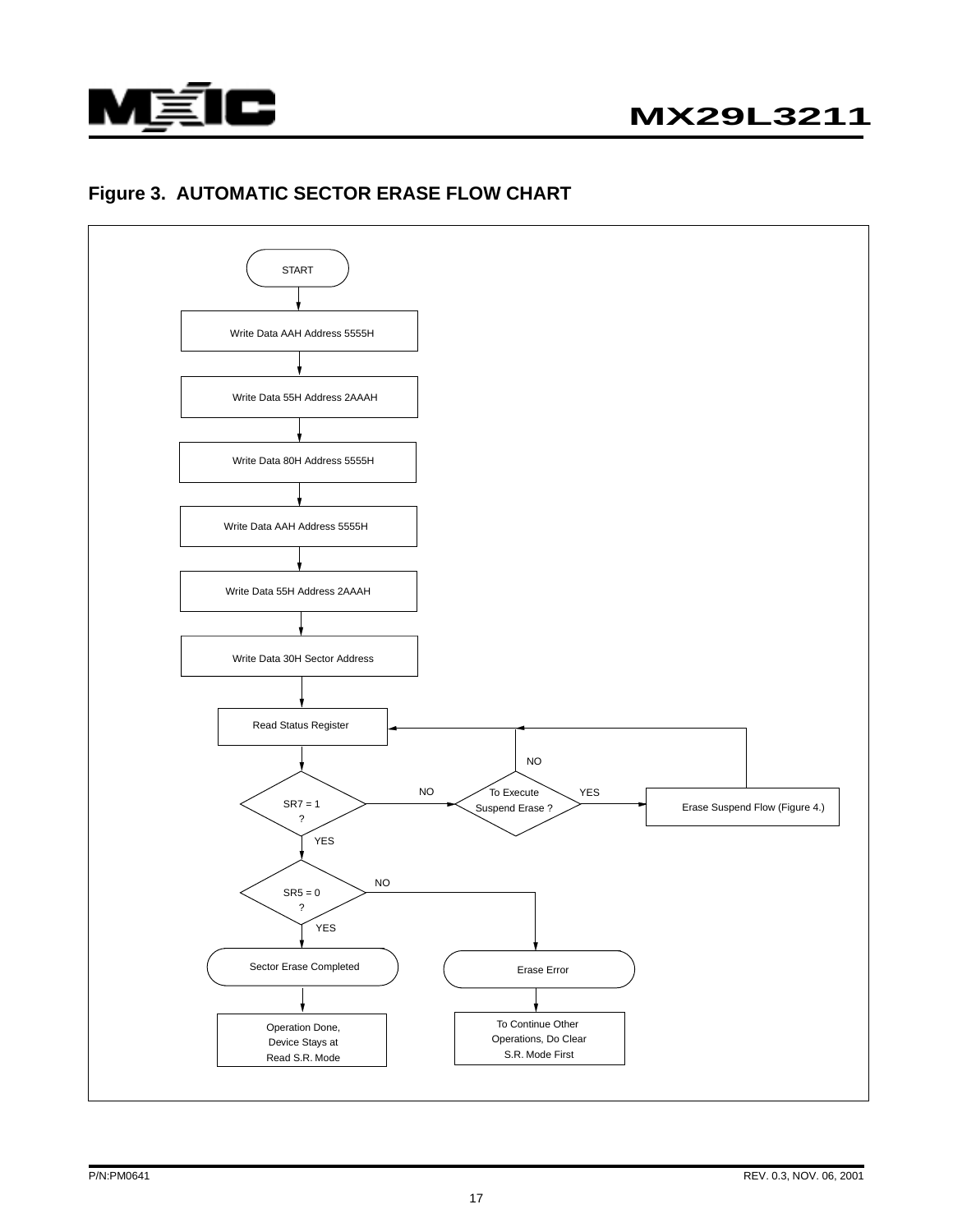## Figure 3. AUTOMATIC SECTOR ERASE FLOW CHART

START

Write Data AAH Address 5555H

Write Data 55H Address 2AAAH

Write Data 80H Address 5555H

Write Data AAH Address 5555H

Write Data 55H Address 2AAAH

Write Data 30H Sector Address

Read Status Register

SR7 = 1 ?

NO → To Execute Suspend Erase ?

- NO → Read Status Register
- YES → Erase Suspend Flow (Figure 4.) → Read Status Register

YES

SR5 = 0 ?

NO → Erase Error → To Continue Other Operations, Do Clear S.R. Mode First

YES → Sector Erase Completed → Operation Done, Device Stays at Read S.R. Mode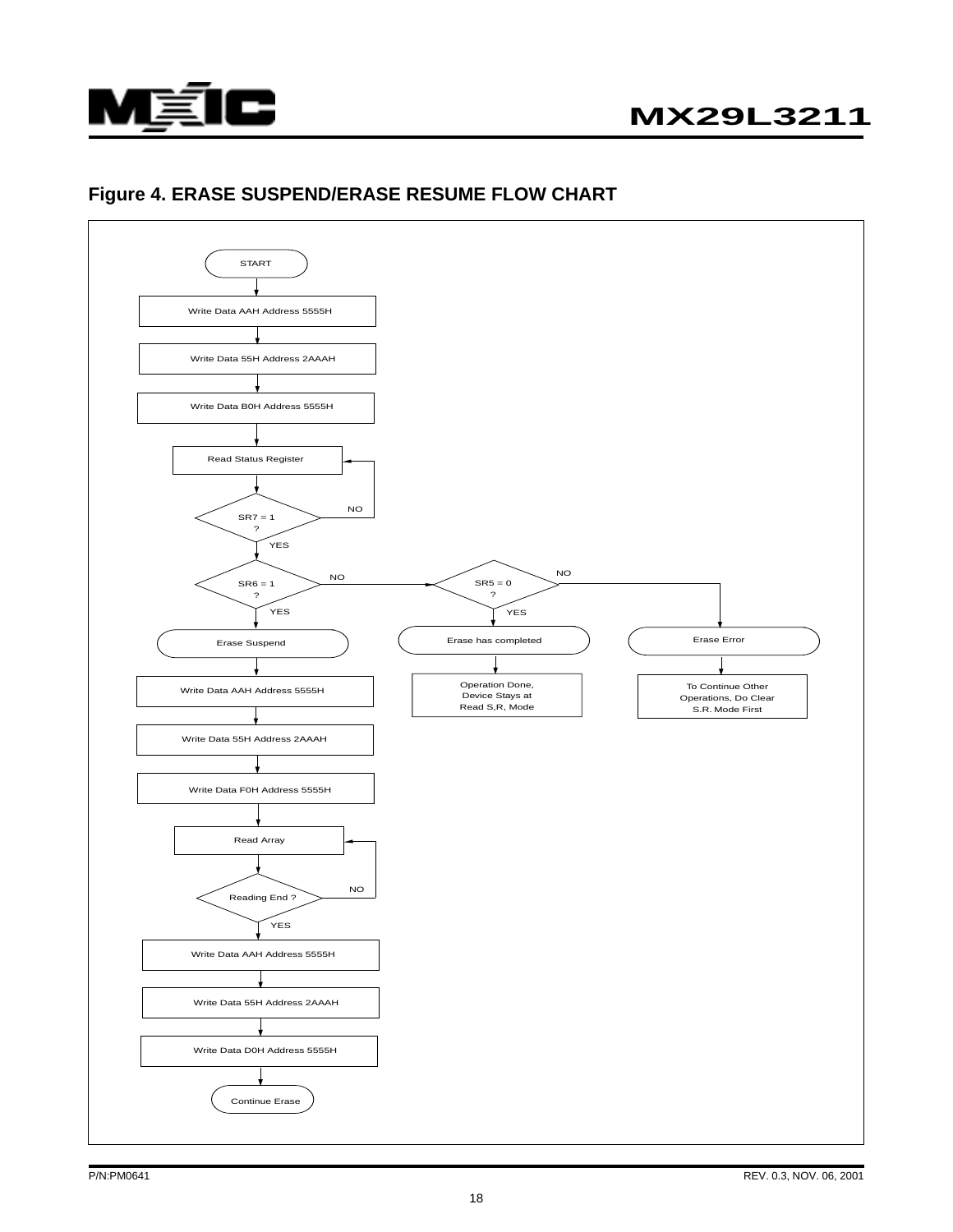## Figure 4. ERASE SUSPEND/ERASE RESUME FLOW CHART

START

Write Data AAH Address 5555H

Write Data 55H Address 2AAAH

Write Data B0H Address 5555H

Read Status Register

SR7 = 1 ? (NO → Read Status Register; YES ↓)

SR6 = 1 ? (NO → SR5 = 0 ?; YES ↓)

SR5 = 0 ? (YES → Erase has completed → Operation Done, Device Stays at Read S,R, Mode; NO → Erase Error → To Continue Other Operations, Do Clear S.R. Mode First)

Erase Suspend

Write Data AAH Address 5555H

Write Data 55H Address 2AAAH

Write Data F0H Address 5555H

Read Array

Reading End ? (NO → Read Array; YES ↓)

Write Data AAH Address 5555H

Write Data 55H Address 2AAAH

Write Data D0H Address 5555H

Continue Erase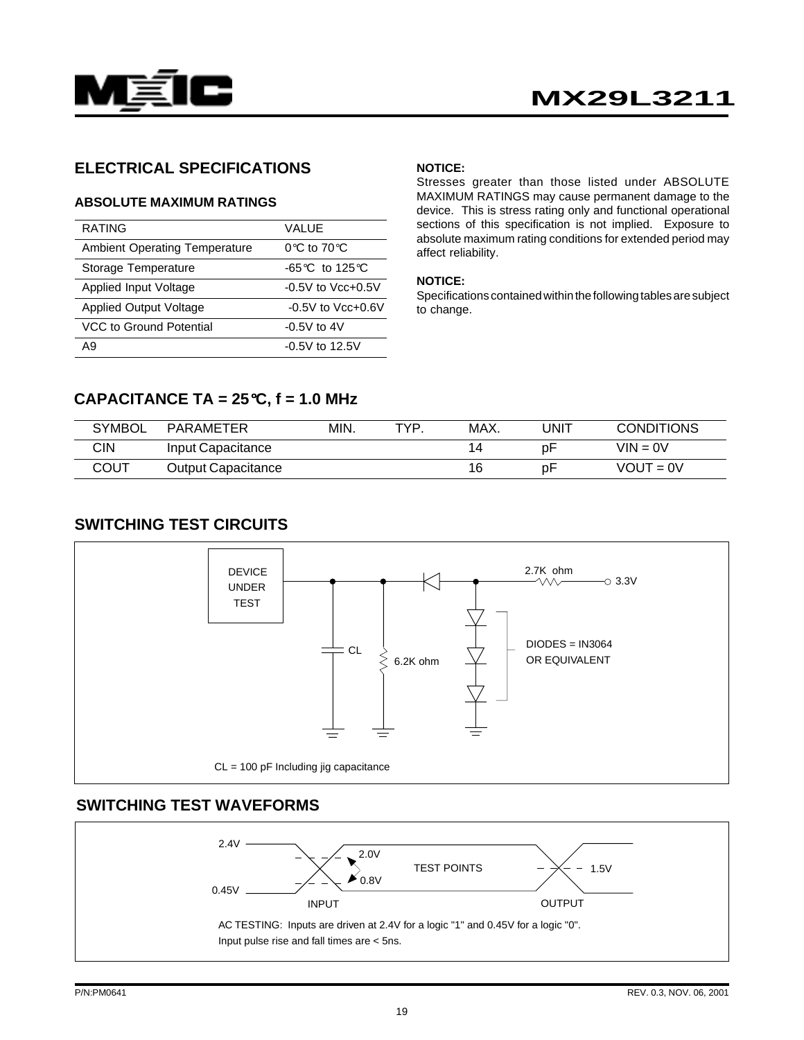## ELECTRICAL SPECIFICATIONS

### ABSOLUTE MAXIMUM RATINGS

| RATING | VALUE |
|---|---|
| Ambient Operating Temperature | 0°C to 70°C |
| Storage Temperature | -65°C to 125°C |
| Applied Input Voltage | -0.5V to Vcc+0.5V |
| Applied Output Voltage | -0.5V to Vcc+0.6V |
| VCC to Ground Potential | -0.5V to 4V |
| A9 | -0.5V to 12.5V |

**NOTICE:**
Stresses greater than those listed under ABSOLUTE MAXIMUM RATINGS may cause permanent damage to the device. This is stress rating only and functional operational sections of this specification is not implied. Exposure to absolute maximum rating conditions for extended period may affect reliability.

**NOTICE:**
Specifications contained within the following tables are subject to change.

## CAPACITANCE TA = 25°C, f = 1.0 MHz

| SYMBOL | PARAMETER | MIN. | TYP. | MAX. | UNIT | CONDITIONS |
|---|---|---|---|---|---|---|
| CIN | Input Capacitance | | | 14 | pF | VIN = 0V |
| COUT | Output Capacitance | | | 16 | pF | VOUT = 0V |

## SWITCHING TEST CIRCUITS

DEVICE UNDER TEST

CL

6.2K ohm

2.7K ohm

3.3V

DIODES = IN3064 OR EQUIVALENT

CL = 100 pF Including jig capacitance

## SWITCHING TEST WAVEFORMS

2.4V

0.45V

2.0V

0.8V

TEST POINTS

1.5V

INPUT

OUTPUT

AC TESTING: Inputs are driven at 2.4V for a logic "1" and 0.45V for a logic "0".
Input pulse rise and fall times are < 5ns.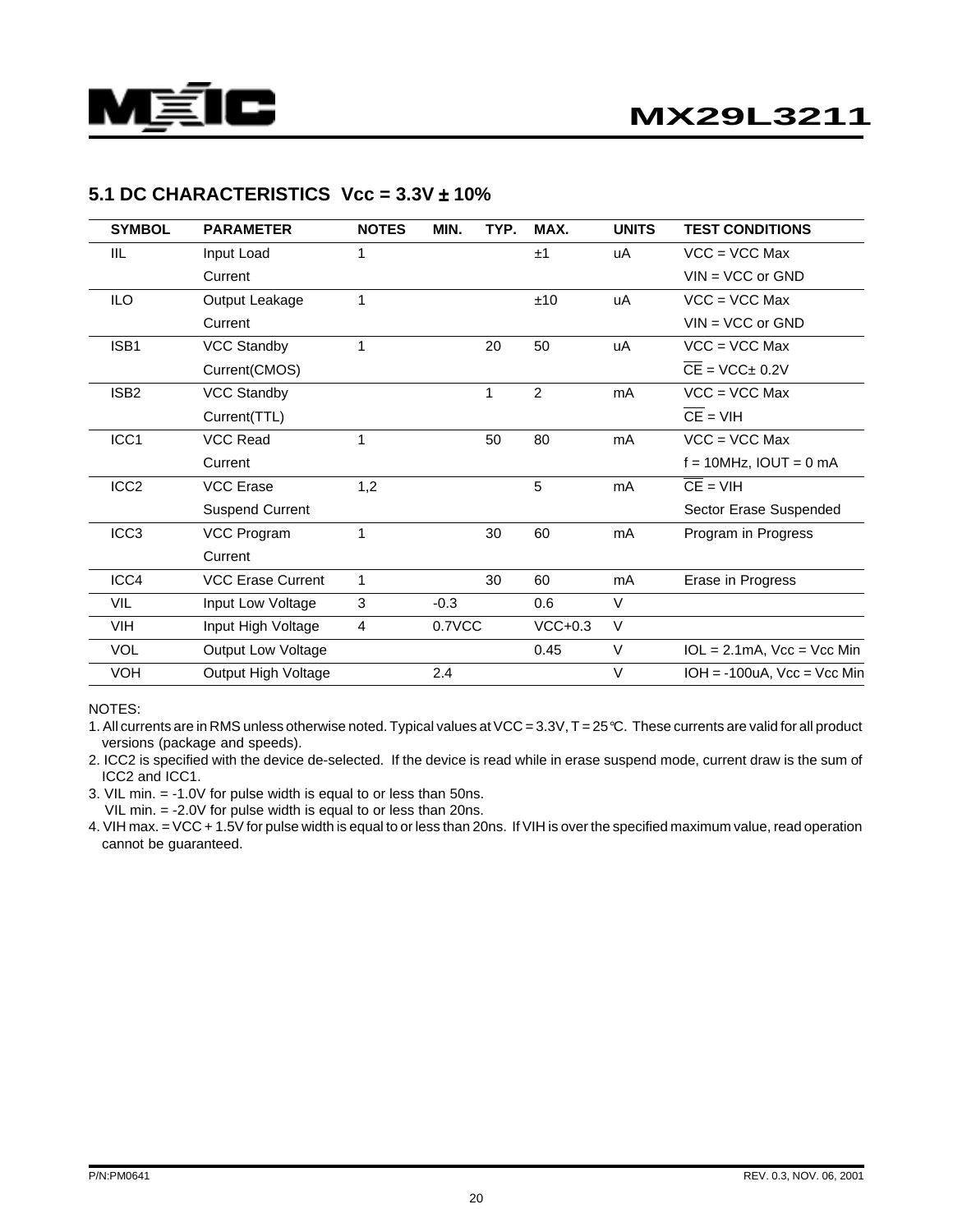## 5.1 DC CHARACTERISTICS Vcc = 3.3V ± 10%

| SYMBOL | PARAMETER | NOTES | MIN. | TYP. | MAX. | UNITS | TEST CONDITIONS |
|---|---|---|---|---|---|---|---|
| IIL | Input Load Current | 1 | | | ±1 | uA | VCC = VCC Max<br>VIN = VCC or GND |
| ILO | Output Leakage Current | 1 | | | ±10 | uA | VCC = VCC Max<br>VIN = VCC or GND |
| ISB1 | VCC Standby Current(CMOS) | 1 | | 20 | 50 | uA | VCC = VCC Max<br>$\overline{CE}$ = VCC± 0.2V |
| ISB2 | VCC Standby Current(TTL) | | | 1 | 2 | mA | VCC = VCC Max<br>$\overline{CE}$ = VIH |
| ICC1 | VCC Read Current | 1 | | 50 | 80 | mA | VCC = VCC Max<br>f = 10MHz, IOUT = 0 mA |
| ICC2 | VCC Erase Suspend Current | 1,2 | | | 5 | mA | $\overline{CE}$ = VIH<br>Sector Erase Suspended |
| ICC3 | VCC Program Current | 1 | | 30 | 60 | mA | Program in Progress |
| ICC4 | VCC Erase Current | 1 | | 30 | 60 | mA | Erase in Progress |
| VIL | Input Low Voltage | 3 | -0.3 | | 0.6 | V | |
| VIH | Input High Voltage | 4 | 0.7VCC | | VCC+0.3 | V | |
| VOL | Output Low Voltage | | | | 0.45 | V | IOL = 2.1mA, Vcc = Vcc Min |
| VOH | Output High Voltage | | 2.4 | | | V | IOH = -100uA, Vcc = Vcc Min |

NOTES:

1. All currents are in RMS unless otherwise noted. Typical values at VCC = 3.3V, T = 25°C. These currents are valid for all product versions (package and speeds).
2. ICC2 is specified with the device de-selected. If the device is read while in erase suspend mode, current draw is the sum of ICC2 and ICC1.
3. VIL min. = -1.0V for pulse width is equal to or less than 50ns.
   VIL min. = -2.0V for pulse width is equal to or less than 20ns.
4. VIH max. = VCC + 1.5V for pulse width is equal to or less than 20ns. If VIH is over the specified maximum value, read operation cannot be guaranteed.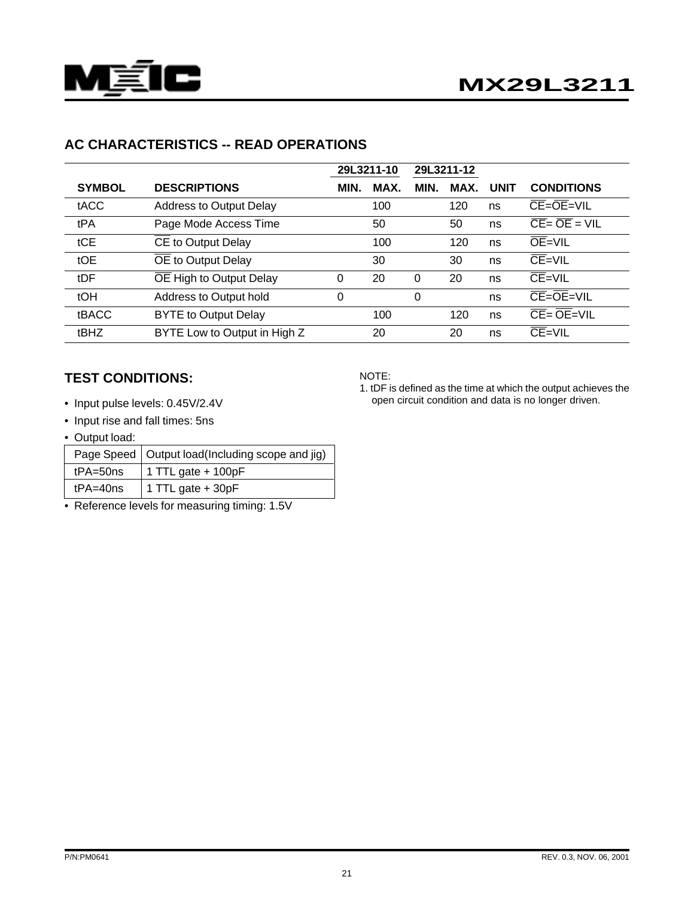## AC CHARACTERISTICS -- READ OPERATIONS

| | | 29L3211-10 | | 29L3211-12 | | | |
|---|---|---|---|---|---|---|---|
| SYMBOL | DESCRIPTIONS | MIN. | MAX. | MIN. | MAX. | UNIT | CONDITIONS |
| tACC | Address to Output Delay | | 100 | | 120 | ns | $\overline{CE}$=$\overline{OE}$=VIL |
| tPA | Page Mode Access Time | | 50 | | 50 | ns | $\overline{CE}$= $\overline{OE}$ = VIL |
| tCE | $\overline{CE}$ to Output Delay | | 100 | | 120 | ns | $\overline{OE}$=VIL |
| tOE | $\overline{OE}$ to Output Delay | | 30 | | 30 | ns | $\overline{CE}$=VIL |
| tDF | $\overline{OE}$ High to Output Delay | 0 | 20 | 0 | 20 | ns | $\overline{CE}$=VIL |
| tOH | Address to Output hold | 0 | | 0 | | ns | $\overline{CE}$=$\overline{OE}$=VIL |
| tBACC | BYTE to Output Delay | | 100 | | 120 | ns | $\overline{CE}$= $\overline{OE}$=VIL |
| tBHZ | BYTE Low to Output in High Z | | 20 | | 20 | ns | $\overline{CE}$=VIL |

## TEST CONDITIONS:

- Input pulse levels: 0.45V/2.4V
- Input rise and fall times: 5ns
- Output load:

| Page Speed | Output load(Including scope and jig) |
|---|---|
| tPA=50ns | 1 TTL gate + 100pF |
| tPA=40ns | 1 TTL gate + 30pF |

- Reference levels for measuring timing: 1.5V

NOTE:
1. tDF is defined as the time at which the output achieves the open circuit condition and data is no longer driven.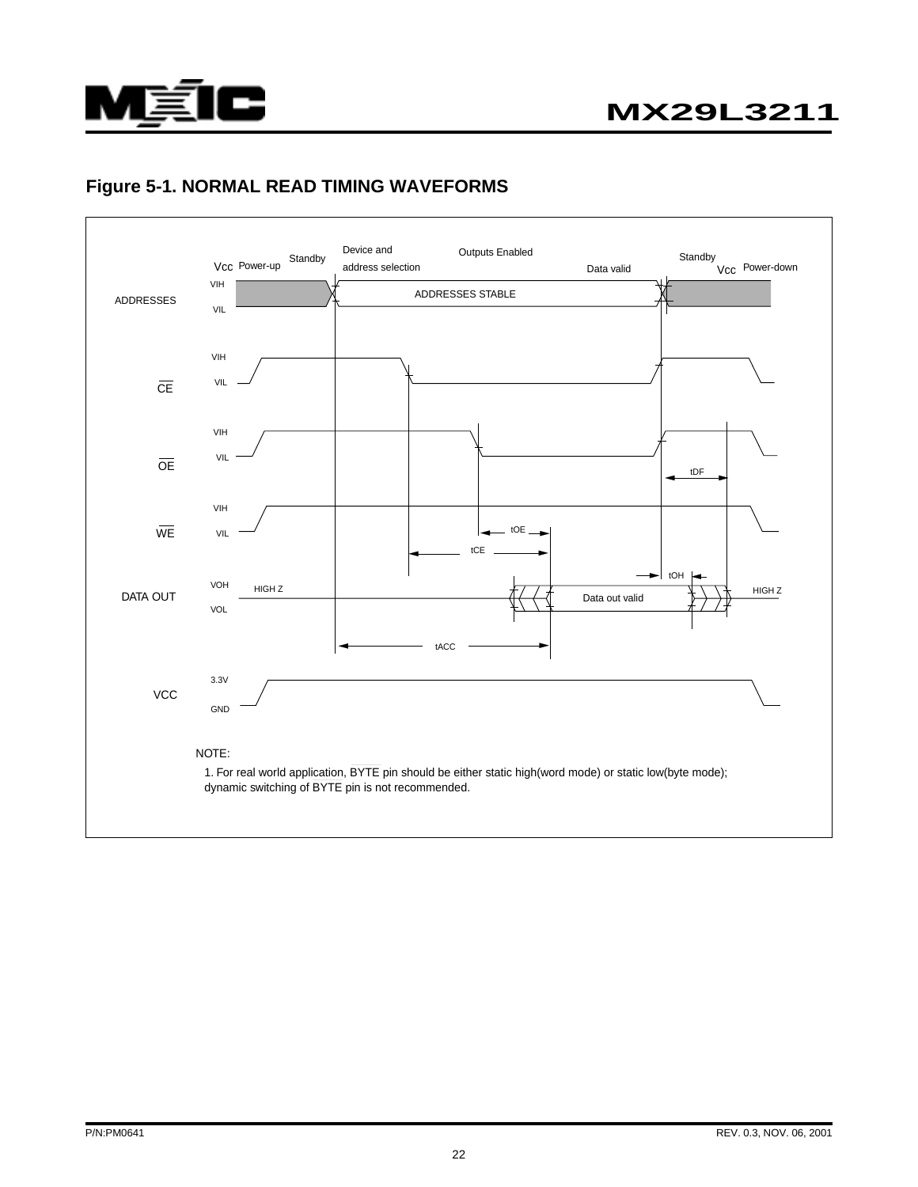# Figure 5-1. NORMAL READ TIMING WAVEFORMS

Vcc Power-up | Standby | Device and address selection | Outputs Enabled | Data valid | Standby | Vcc Power-down

ADDRESSES (VIH / VIL): ADDRESSES STABLE

$\overline{CE}$ (VIH / VIL)

$\overline{OE}$ (VIH / VIL) — tDF

$\overline{WE}$ (VIH / VIL) — tOE, tCE

DATA OUT (VOH / VOL): HIGH Z — Data out valid — HIGH Z; tOH; tACC

VCC (3.3V / GND)

NOTE:

1. For real world application, BYTE pin should be either static high(word mode) or static low(byte mode); dynamic switching of BYTE pin is not recommended.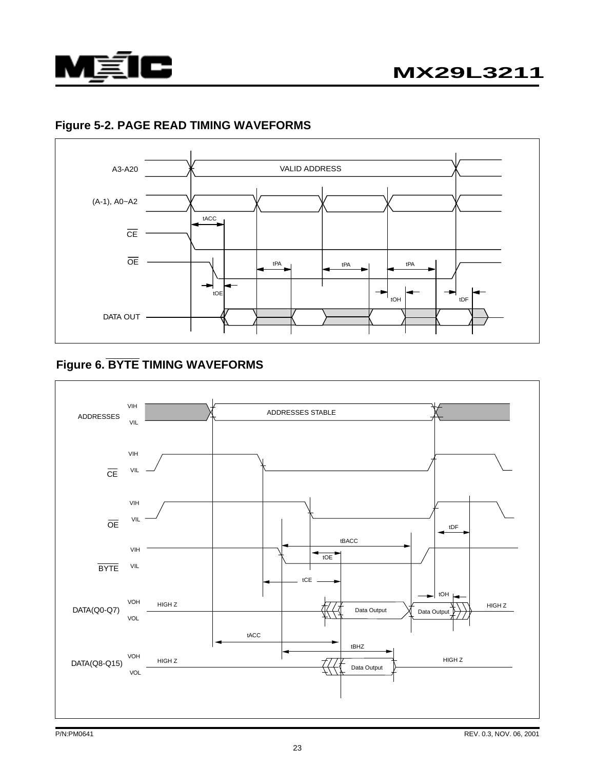## Figure 5-2. PAGE READ TIMING WAVEFORMS

A3-A20

VALID ADDRESS

(A-1), A0~A2

tACC

$\overline{CE}$

$\overline{OE}$

tPA

tPA

tPA

tOE

tOH

tDF

DATA OUT

## Figure 6. $\overline{BYTE}$ TIMING WAVEFORMS

ADDRESSES

VIH

VIL

ADDRESSES STABLE

$\overline{CE}$

VIH

VIL

$\overline{OE}$

VIH

VIL

tDF

tBACC

$\overline{BYTE}$

VIH

VIL

tOE

tCE

tOH

DATA(Q0-Q7)

VOH

VOL

HIGH Z

Data Output

Data Output

HIGH Z

tACC

tBHZ

DATA(Q8-Q15)

VOH

VOL

HIGH Z

Data Output

HIGH Z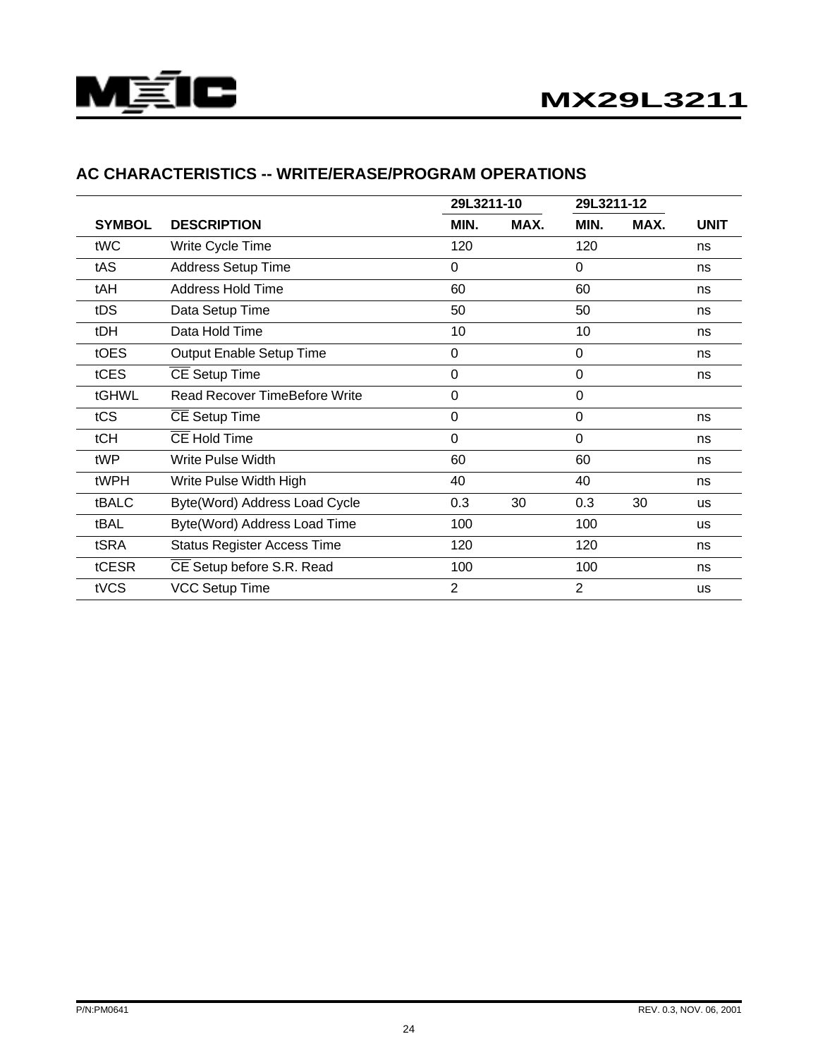## AC CHARACTERISTICS -- WRITE/ERASE/PROGRAM OPERATIONS

| | | 29L3211-10 | | 29L3211-12 | | |
|---|---|---|---|---|---|---|
| **SYMBOL** | **DESCRIPTION** | **MIN.** | **MAX.** | **MIN.** | **MAX.** | **UNIT** |
| tWC | Write Cycle Time | 120 | | 120 | | ns |
| tAS | Address Setup Time | 0 | | 0 | | ns |
| tAH | Address Hold Time | 60 | | 60 | | ns |
| tDS | Data Setup Time | 50 | | 50 | | ns |
| tDH | Data Hold Time | 10 | | 10 | | ns |
| tOES | Output Enable Setup Time | 0 | | 0 | | ns |
| tCES | $\overline{CE}$ Setup Time | 0 | | 0 | | ns |
| tGHWL | Read Recover TimeBefore Write | 0 | | 0 | | |
| tCS | $\overline{CE}$ Setup Time | 0 | | 0 | | ns |
| tCH | $\overline{CE}$ Hold Time | 0 | | 0 | | ns |
| tWP | Write Pulse Width | 60 | | 60 | | ns |
| tWPH | Write Pulse Width High | 40 | | 40 | | ns |
| tBALC | Byte(Word) Address Load Cycle | 0.3 | 30 | 0.3 | 30 | us |
| tBAL | Byte(Word) Address Load Time | 100 | | 100 | | us |
| tSRA | Status Register Access Time | 120 | | 120 | | ns |
| tCESR | $\overline{CE}$ Setup before S.R. Read | 100 | | 100 | | ns |
| tVCS | VCC Setup Time | 2 | | 2 | | us |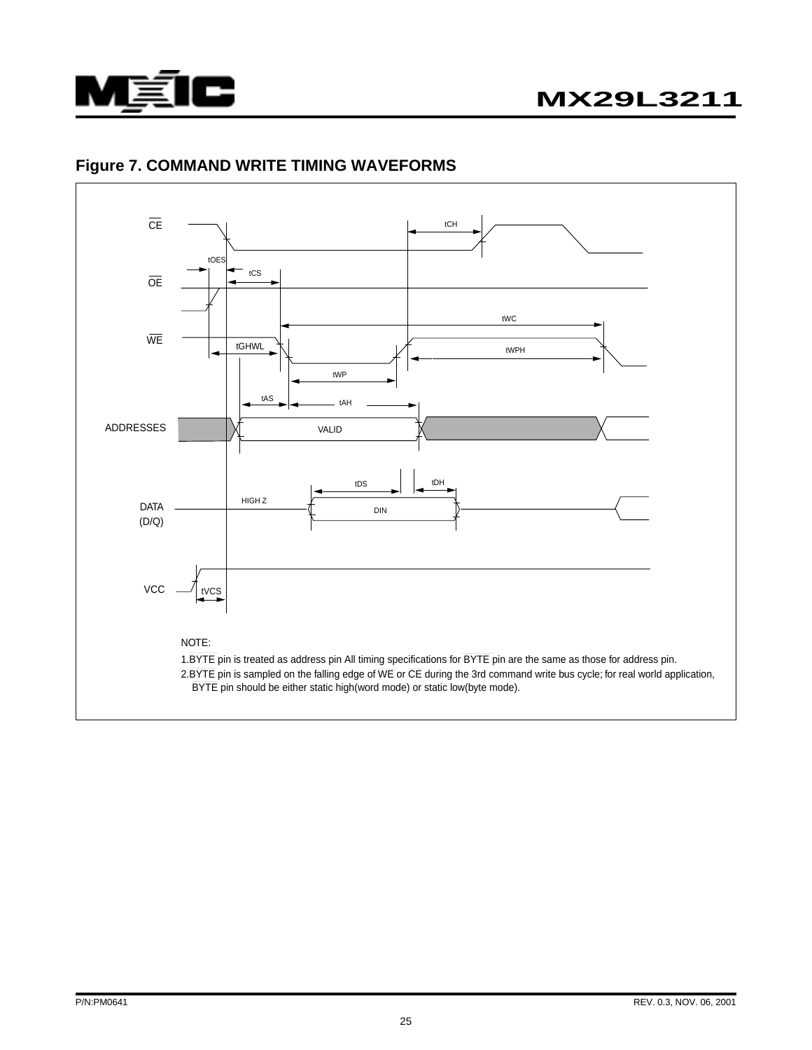## Figure 7. COMMAND WRITE TIMING WAVEFORMS

NOTE:

1.BYTE pin is treated as address pin All timing specifications for BYTE pin are the same as those for address pin.

2.BYTE pin is sampled on the falling edge of WE or CE during the 3rd command write bus cycle; for real world application, BYTE pin should be either static high(word mode) or static low(byte mode).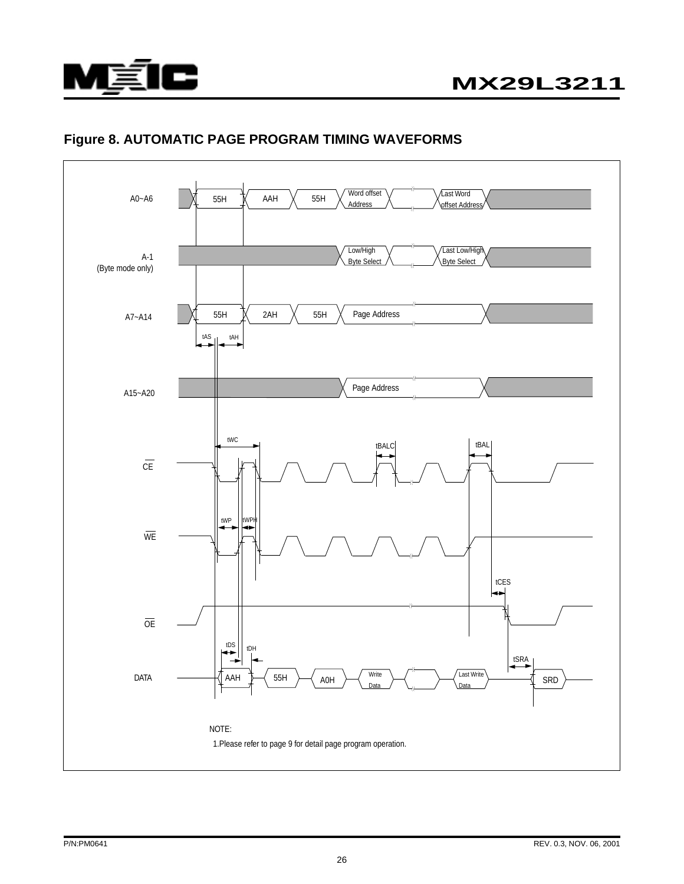## Figure 8. AUTOMATIC PAGE PROGRAM TIMING WAVEFORMS

A0~A6: 55H, AAH, 55H, Word offset Address, Last Word offset Address

A-1 (Byte mode only): Low/High Byte Select, Last Low/High Byte Select

A7~A14: 55H, 2AH, 55H, Page Address

tAS tAH

A15~A20: Page Address

tWC tBALC tBAL

CE

tWP tWPH

WE

tCES

OE

tDS tDH tSRA

DATA: AAH, 55H, A0H, Write Data, Last Write Data, SRD

NOTE:

1.Please refer to page 9 for detail page program operation.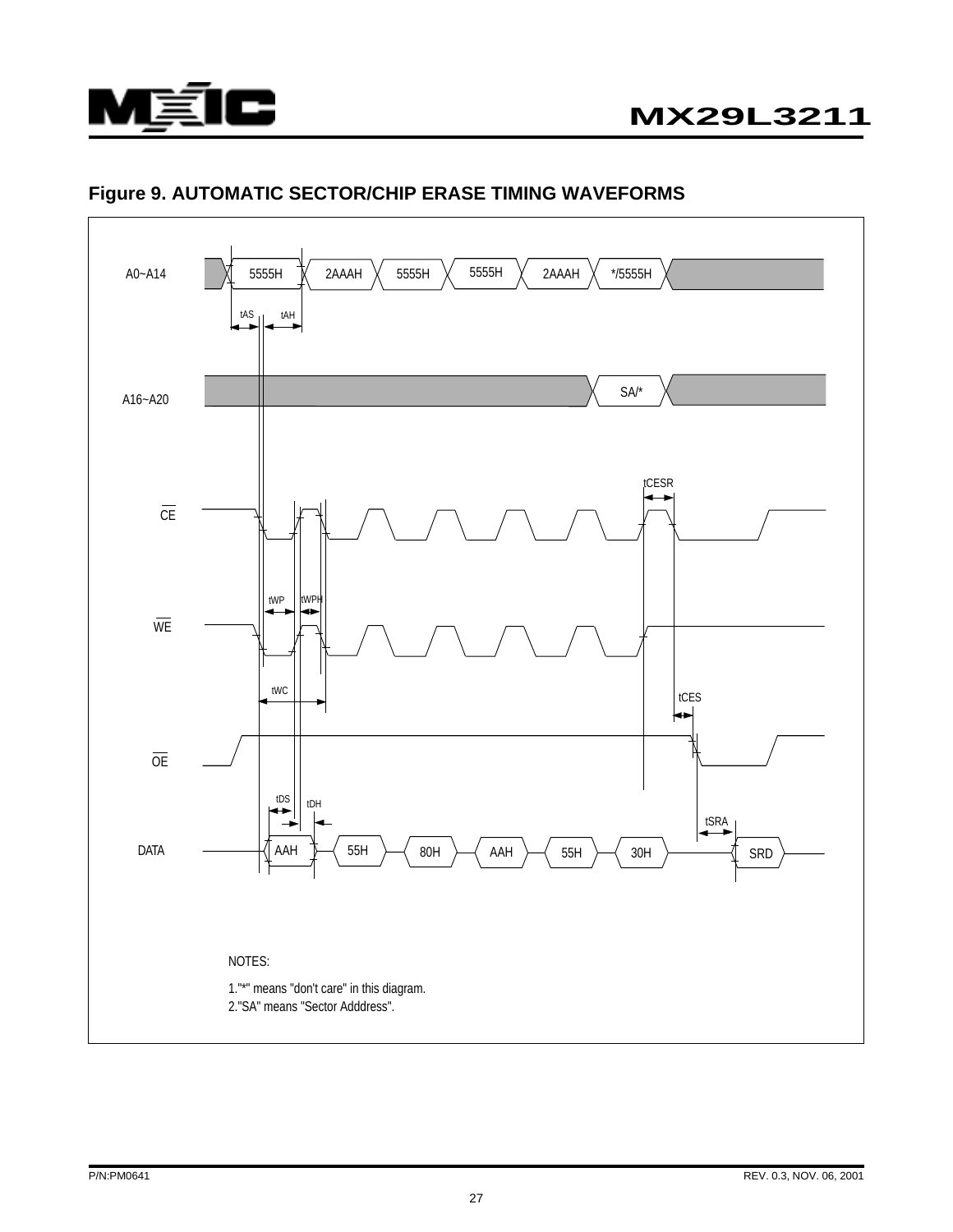## Figure 9. AUTOMATIC SECTOR/CHIP ERASE TIMING WAVEFORMS

A0~A14: 5555H, 2AAAH, 5555H, 5555H, 2AAAH, */5555H

A16~A20: SA/*

CE, WE, OE

DATA: AAH, 55H, 80H, AAH, 55H, 30H, SRD

tAS, tAH, tWP, tWPH, tWC, tCESR, tCES, tDS, tDH, tSRA

NOTES:

1."*" means "don't care" in this diagram.

2."SA" means "Sector Adddress".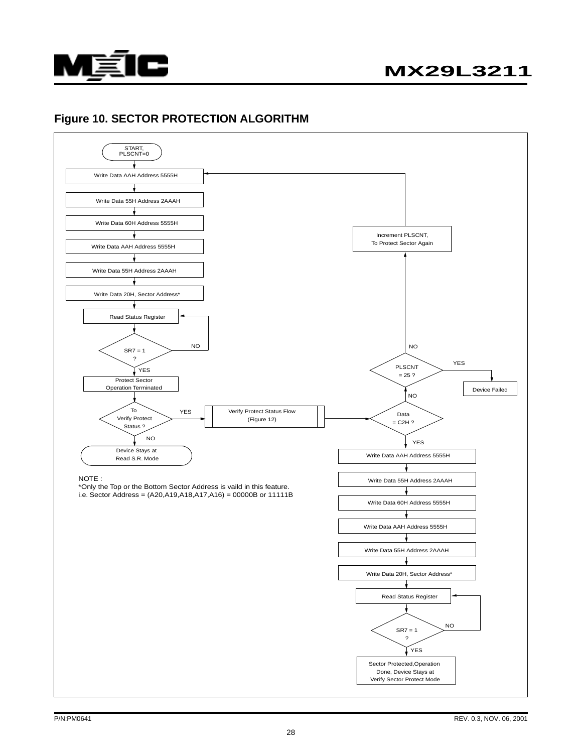## Figure 10. SECTOR PROTECTION ALGORITHM

START, PLSCNT=0

Write Data AAH Address 5555H

Write Data 55H Address 2AAAH

Write Data 60H Address 5555H

Write Data AAH Address 5555H

Write Data 55H Address 2AAAH

Write Data 20H, Sector Address*

Read Status Register

SR7 = 1 ? — NO: back to Read Status Register; YES:

Protect Sector Operation Terminated

To Verify Protect Status ? — NO: Device Stays at Read S.R. Mode; YES: Verify Protect Status Flow (Figure 12)

Data = C2H ? — NO: PLSCNT = 25 ? — YES: Device Failed; NO: Increment PLSCNT, To Protect Sector Again (return to Write Data AAH Address 5555H)

Data = C2H ? — YES:

Write Data AAH Address 5555H

Write Data 55H Address 2AAAH

Write Data 60H Address 5555H

Write Data AAH Address 5555H

Write Data 55H Address 2AAAH

Write Data 20H, Sector Address*

Read Status Register

SR7 = 1 ? — NO: back to Read Status Register; YES:

Sector Protected,Operation Done, Device Stays at Verify Sector Protect Mode

NOTE :
*Only the Top or the Bottom Sector Address is vaild in this feature.
i.e. Sector Address = (A20,A19,A18,A17,A16) = 00000B or 11111B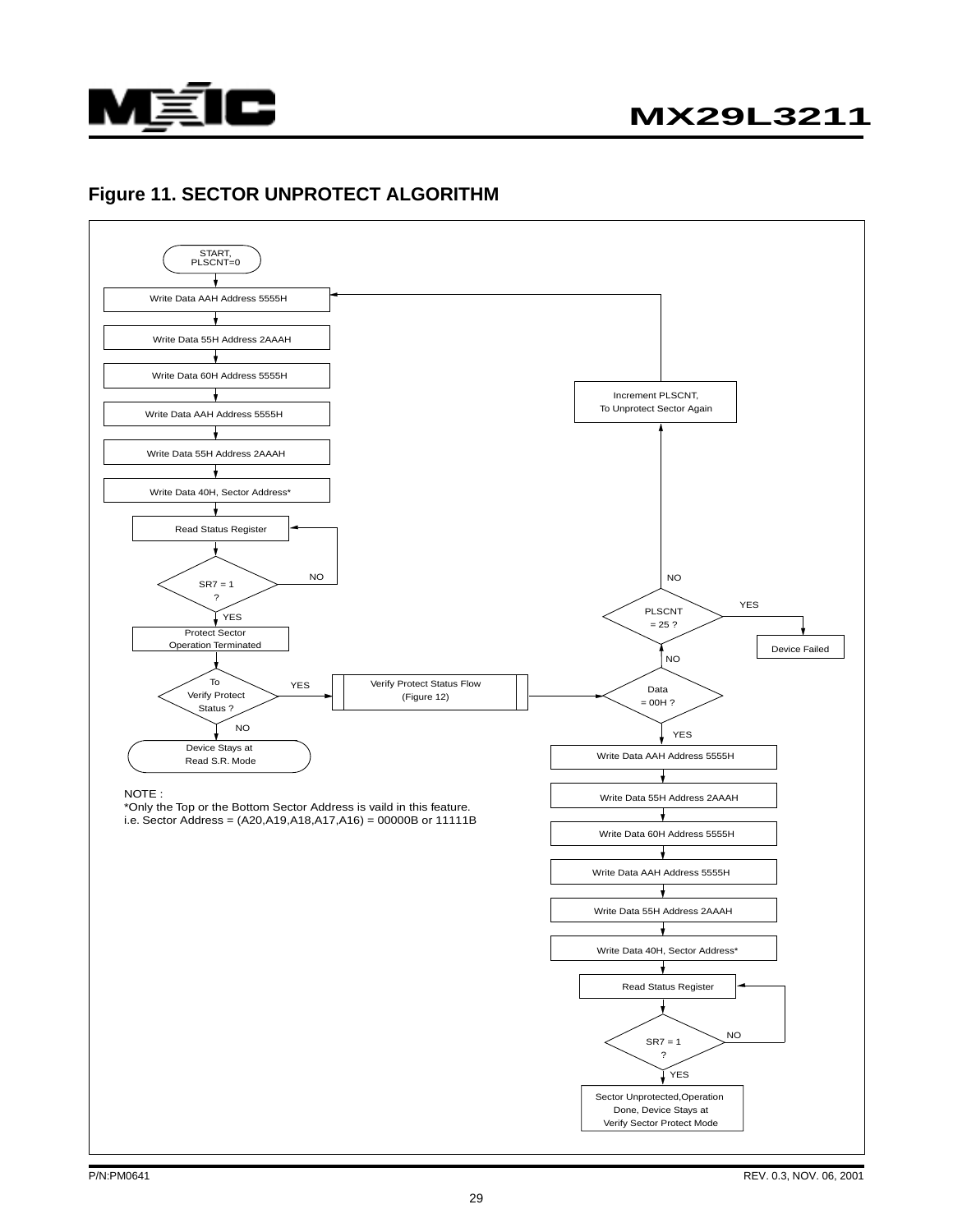## Figure 11. SECTOR UNPROTECT ALGORITHM

START, PLSCNT=0

Write Data AAH Address 5555H

Write Data 55H Address 2AAAH

Write Data 60H Address 5555H

Write Data AAH Address 5555H

Write Data 55H Address 2AAAH

Write Data 40H, Sector Address*

Read Status Register

SR7 = 1 ? — NO (back to Read Status Register) / YES

Protect Sector Operation Terminated

To Verify Protect Status ? — YES / NO

NO: Device Stays at Read S.R. Mode

YES: Verify Protect Status Flow (Figure 12)

Data = 00H ? — NO / YES

NO: PLSCNT = 25 ? — YES: Device Failed; NO: Increment PLSCNT, To Unprotect Sector Again (back to Write Data AAH Address 5555H)

YES:

Write Data AAH Address 5555H

Write Data 55H Address 2AAAH

Write Data 60H Address 5555H

Write Data AAH Address 5555H

Write Data 55H Address 2AAAH

Write Data 40H, Sector Address*

Read Status Register

SR7 = 1 ? — NO (back to Read Status Register) / YES

Sector Unprotected,Operation Done, Device Stays at Verify Sector Protect Mode

NOTE :
*Only the Top or the Bottom Sector Address is vaild in this feature.
i.e. Sector Address = (A20,A19,A18,A17,A16) = 00000B or 11111B

P/N:PM0641 REV. 0.3, NOV. 06, 2001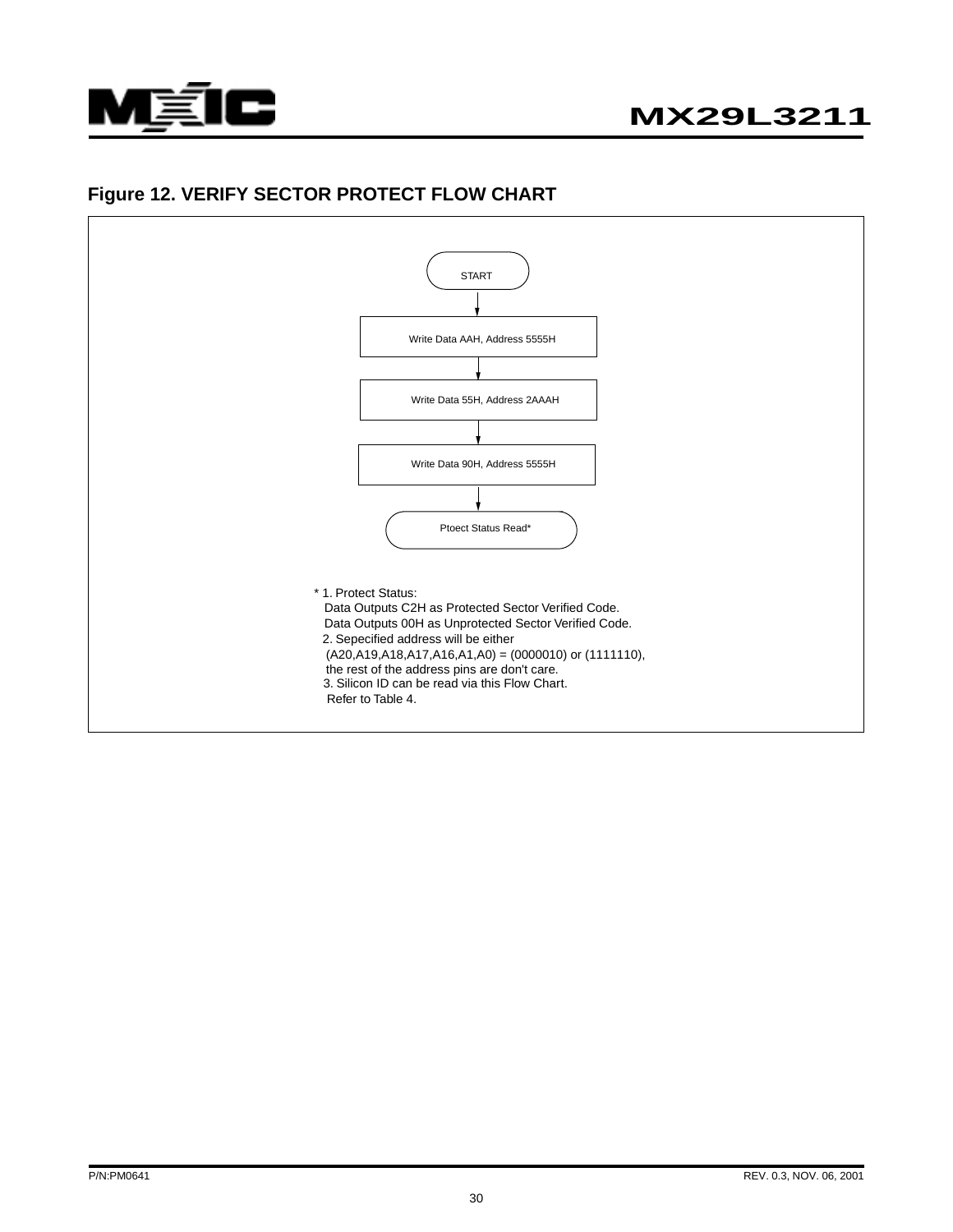## Figure 12. VERIFY SECTOR PROTECT FLOW CHART

START

↓

Write Data AAH, Address 5555H

↓

Write Data 55H, Address 2AAAH

↓

Write Data 90H, Address 5555H

↓

Ptoect Status Read*

\* 1. Protect Status:
Data Outputs C2H as Protected Sector Verified Code.
Data Outputs 00H as Unprotected Sector Verified Code.
2. Sepecified address will be either
(A20,A19,A18,A17,A16,A1,A0) = (0000010) or (1111110),
the rest of the address pins are don't care.
3. Silicon ID can be read via this Flow Chart.
Refer to Table 4.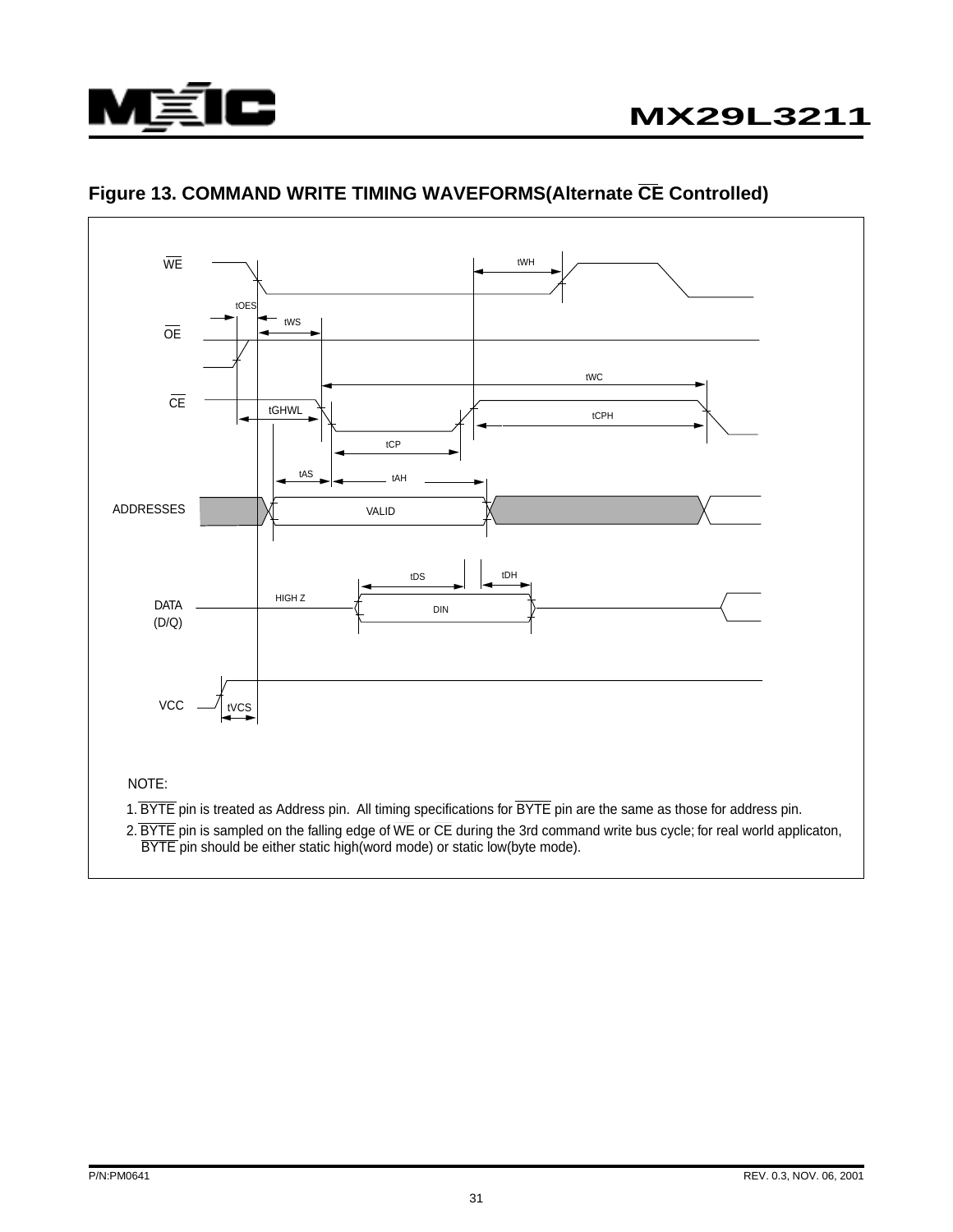## Figure 13. COMMAND WRITE TIMING WAVEFORMS(Alternate $\overline{CE}$ Controlled)

WE

tWH

tOES

tWS

OE

tWC

CE

tGHWL

tCPH

tCP

tAS

tAH

ADDRESSES

VALID

tDS

tDH

HIGH Z

DATA (D/Q)

DIN

VCC

tVCS

NOTE:

1. $\overline{BYTE}$ pin is treated as Address pin. All timing specifications for $\overline{BYTE}$ pin are the same as those for address pin.
2. $\overline{BYTE}$ pin is sampled on the falling edge of $\overline{WE}$ or $\overline{CE}$ during the 3rd command write bus cycle; for real world applicaton, $\overline{BYTE}$ pin should be either static high(word mode) or static low(byte mode).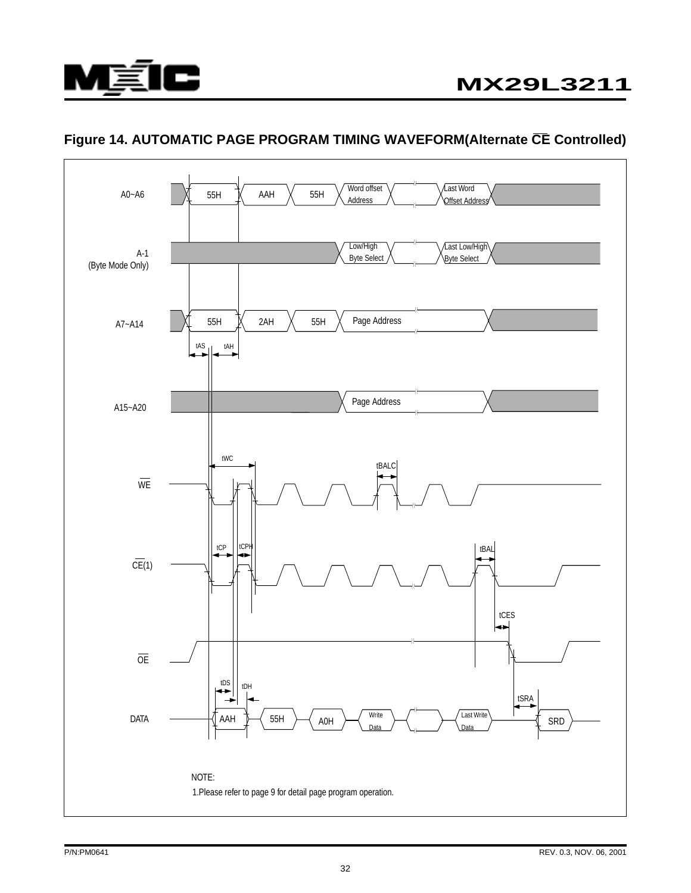## Figure 14. AUTOMATIC PAGE PROGRAM TIMING WAVEFORM(Alternate CE Controlled)

A0~A6: 55H, AAH, 55H, Word offset Address, Last Word Offset Address

A-1 (Byte Mode Only): Low/High Byte Select, Last Low/High Byte Select

A7~A14: 55H, 2AH, 55H, Page Address

tAS, tAH

A15~A20: Page Address

tWC, tBALC

WE

tCP, tCPH, tBAL

CE(1)

tCES

OE

tDS, tDH, tSRA

DATA: AAH, 55H, A0H, Write Data, Last Write Data, SRD

NOTE:

1.Please refer to page 9 for detail page program operation.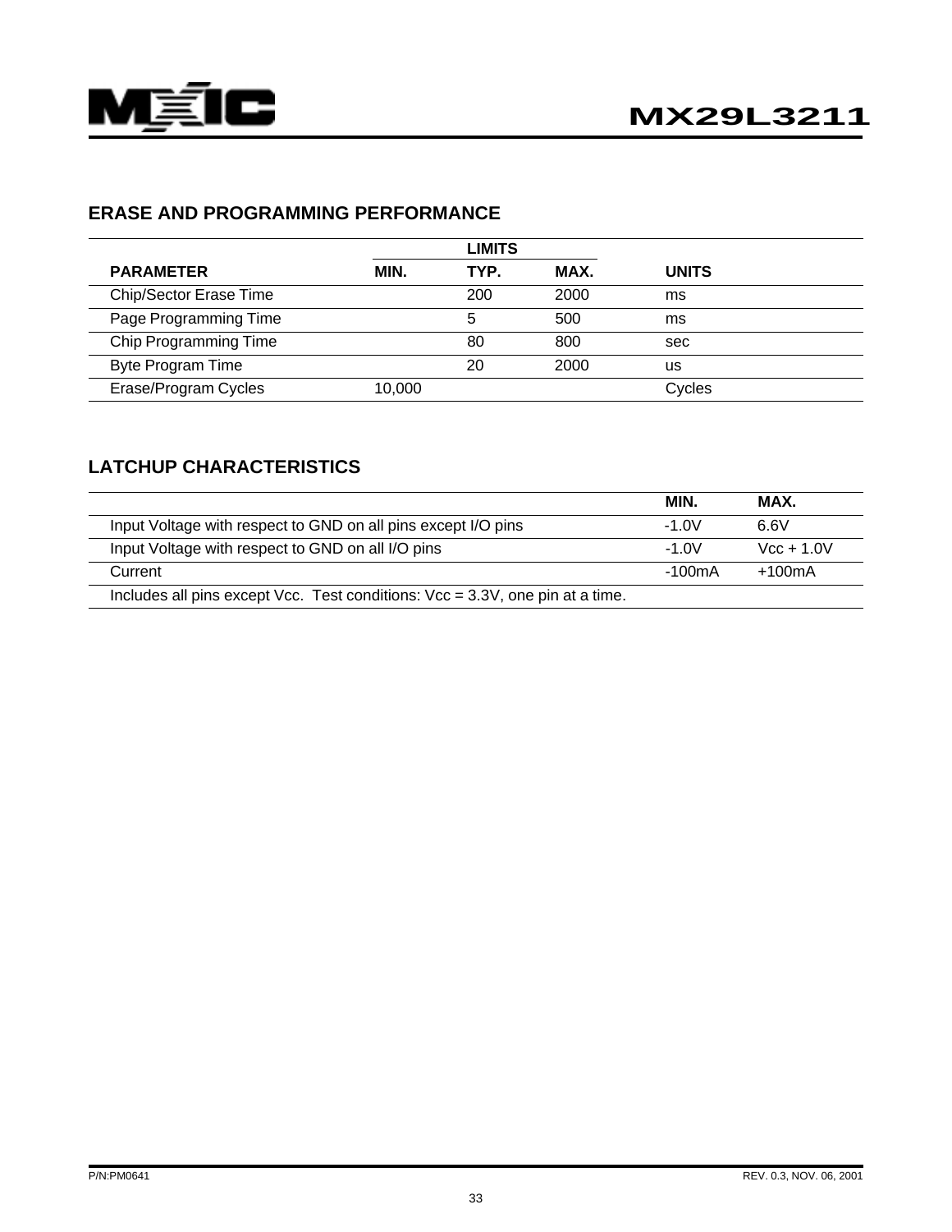## ERASE AND PROGRAMMING PERFORMANCE

| | LIMITS | | | |
|---|---|---|---|---|
| PARAMETER | MIN. | TYP. | MAX. | UNITS |
| Chip/Sector Erase Time | | 200 | 2000 | ms |
| Page Programming Time | | 5 | 500 | ms |
| Chip Programming Time | | 80 | 800 | sec |
| Byte Program Time | | 20 | 2000 | us |
| Erase/Program Cycles | 10,000 | | | Cycles |

## LATCHUP CHARACTERISTICS

| | MIN. | MAX. |
|---|---|---|
| Input Voltage with respect to GND on all pins except I/O pins | -1.0V | 6.6V |
| Input Voltage with respect to GND on all I/O pins | -1.0V | Vcc + 1.0V |
| Current | -100mA | +100mA |
| Includes all pins except Vcc. Test conditions: Vcc = 3.3V, one pin at a time. | | |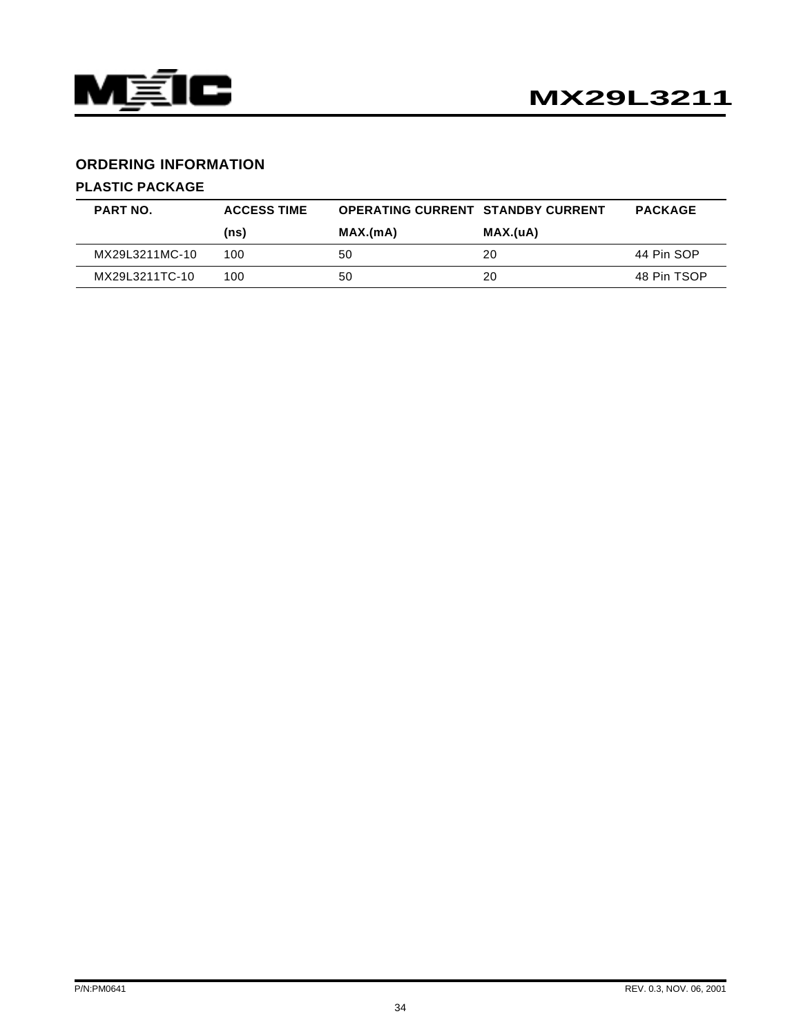## ORDERING INFORMATION

### PLASTIC PACKAGE

| PART NO. | ACCESS TIME (ns) | OPERATING CURRENT MAX.(mA) | STANDBY CURRENT MAX.(uA) | PACKAGE |
|---|---|---|---|---|
| MX29L3211MC-10 | 100 | 50 | 20 | 44 Pin SOP |
| MX29L3211TC-10 | 100 | 50 | 20 | 48 Pin TSOP |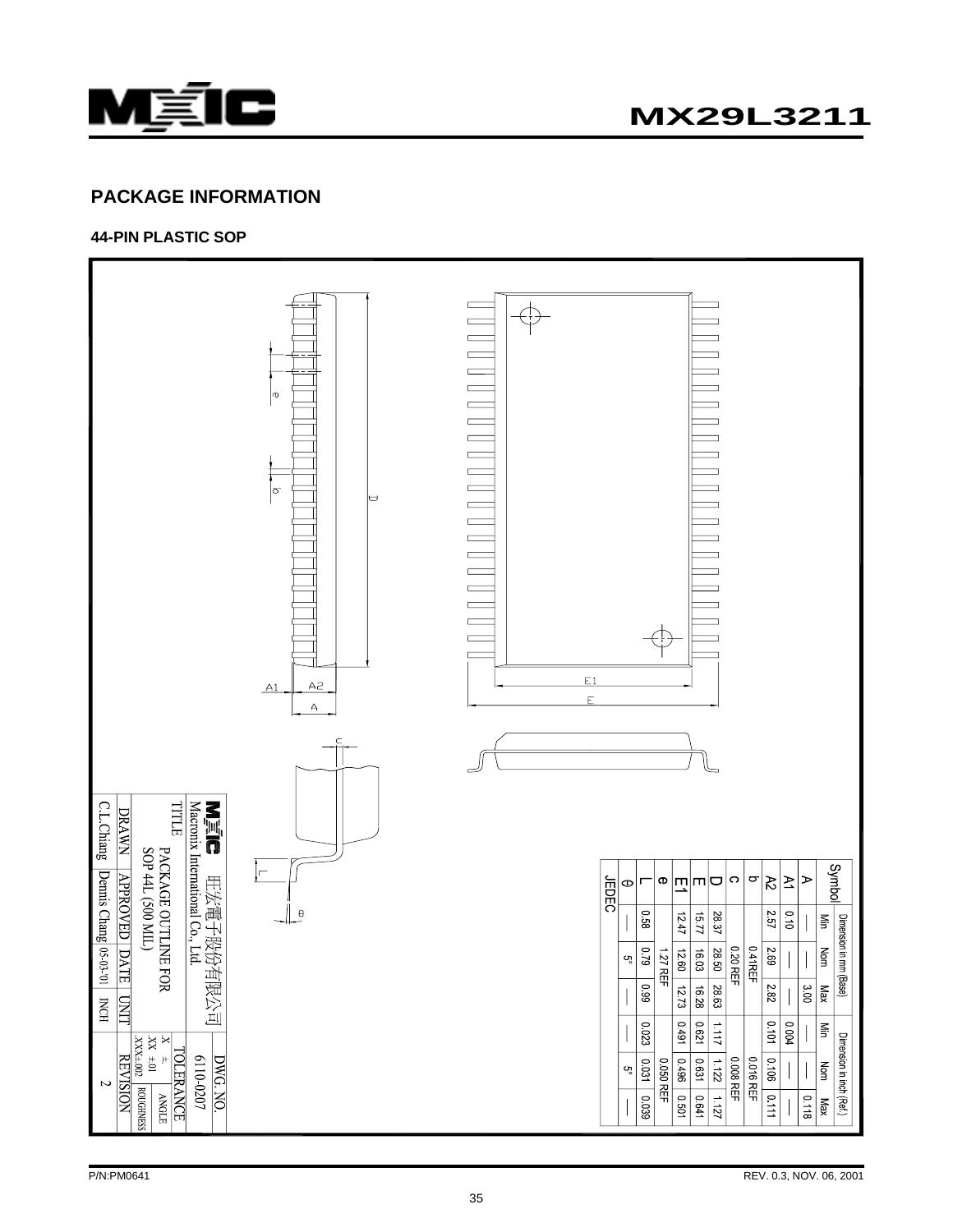## PACKAGE INFORMATION

### 44-PIN PLASTIC SOP

| Symbol | Dimension in mm (Base) | | | Dimension in inch (Ref.) | | |
|---|---|---|---|---|---|---|
| | Min | Nom | Max | Min | Nom | Max |
| A | — | — | 3.00 | — | — | 0.118 |
| A1 | 0.10 | — | — | 0.004 | — | — |
| A2 | 2.57 | 2.69 | 2.82 | 0.101 | 0.106 | 0.111 |
| b | | 0.41REF | | | 0.016 REF | |
| c | | 0.20 REF | | | 0.008 REF | |
| D | 28.37 | 28.50 | 28.63 | 1.117 | 1.122 | 1.127 |
| E | 15.77 | 16.03 | 16.28 | 0.621 | 0.631 | 0.641 |
| E1 | 12.47 | 12.60 | 12.73 | 0.491 | 0.496 | 0.501 |
| e | | 1.27 REF | | | 0.050 REF | |
| L | 0.58 | 0.79 | 0.99 | 0.023 | 0.031 | 0.039 |
| θ | — | 5° | — | — | 5° | — |
| JEDEC | | | | | | |

| MXIC 旺宏電子股份有限公司 Macronix International Co., Ltd. | | | DWG. NO. 6110-0207 |
|---|---|---|---|
| TITLE: PACKAGE OUTLINE FOR SOP 44L (500 MIL) | | | TOLERANCE: X ±, XX ±.01, XXX±.002, ANGLE, ROUGHNESS |
| DRAWN | APPROVED | DATE | UNIT | REVISION |
| C.L.Chiang | Dennis Chang | 05-03-'01 | INCH | 2 |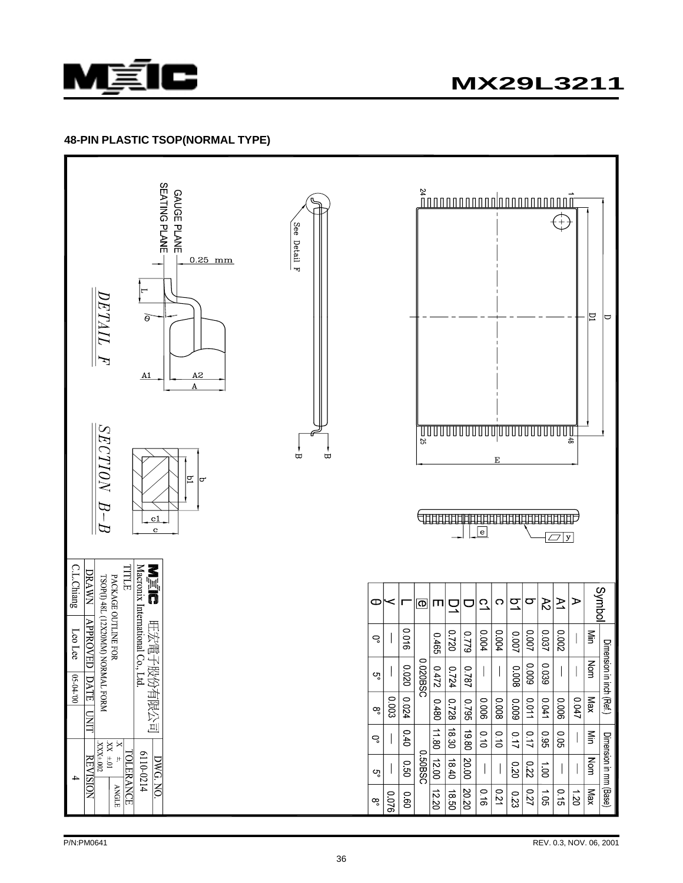## 48-PIN PLASTIC TSOP(NORMAL TYPE)

| Symbol | Dimension in inch (Ref.) | | | Dimension in mm (Base) | | |
|---|---|---|---|---|---|---|
| | Min | Nom | Max | Min | Nom | Max |
| A | — | — | 0.047 | — | — | 1.20 |
| A1 | 0.002 | — | 0.006 | 0.05 | — | 0.15 |
| A2 | 0.037 | 0.039 | 0.041 | 0.95 | 1.00 | 1.05 |
| b | 0.007 | 0.009 | 0.011 | 0.17 | 0.22 | 0.27 |
| b1 | 0.007 | 0.008 | 0.009 | 0.17 | 0.20 | 0.23 |
| c | 0.004 | — | 0.008 | 0.10 | — | 0.21 |
| c1 | 0.004 | — | 0.006 | 0.10 | — | 0.16 |
| D | 0.779 | 0.787 | 0.795 | 19.80 | 20.00 | 20.20 |
| D1 | 0.720 | 0.724 | 0.728 | 18.30 | 18.40 | 18.50 |
| E | 0.465 | 0.472 | 0.480 | 11.80 | 12.00 | 12.20 |
| e | | 0.020BSC | | | 0.50BSC | |
| L | 0.016 | 0.020 | 0.024 | 0.40 | 0.50 | 0.60 |
| y | — | — | 0.003 | — | — | 0.076 |
| θ | 0° | 5° | 8° | 0° | 5° | 8° |

DETAIL F

SECTION B-B

| Macronix International Co., Ltd. 旺宏電子股份有限公司 | | | DWG. NO. |
|---|---|---|---|
| TITLE PACKAGE OUTLINE FOR TSOP(I) 48L (12X20MM) NORMAL FORM | | | 6110-0214 |
| | | | TOLERANCE: .X ±, .XX ±.01, .XXX±.002, ANGLE |
| DRAWN | APPROVED | DATE | UNIT |
| C.L.Chiang | Leo Lee | 05-04-'00 | |
| | | | REVISION: 4 |

P/N:PM0641

REV. 0.3, NOV. 06, 2001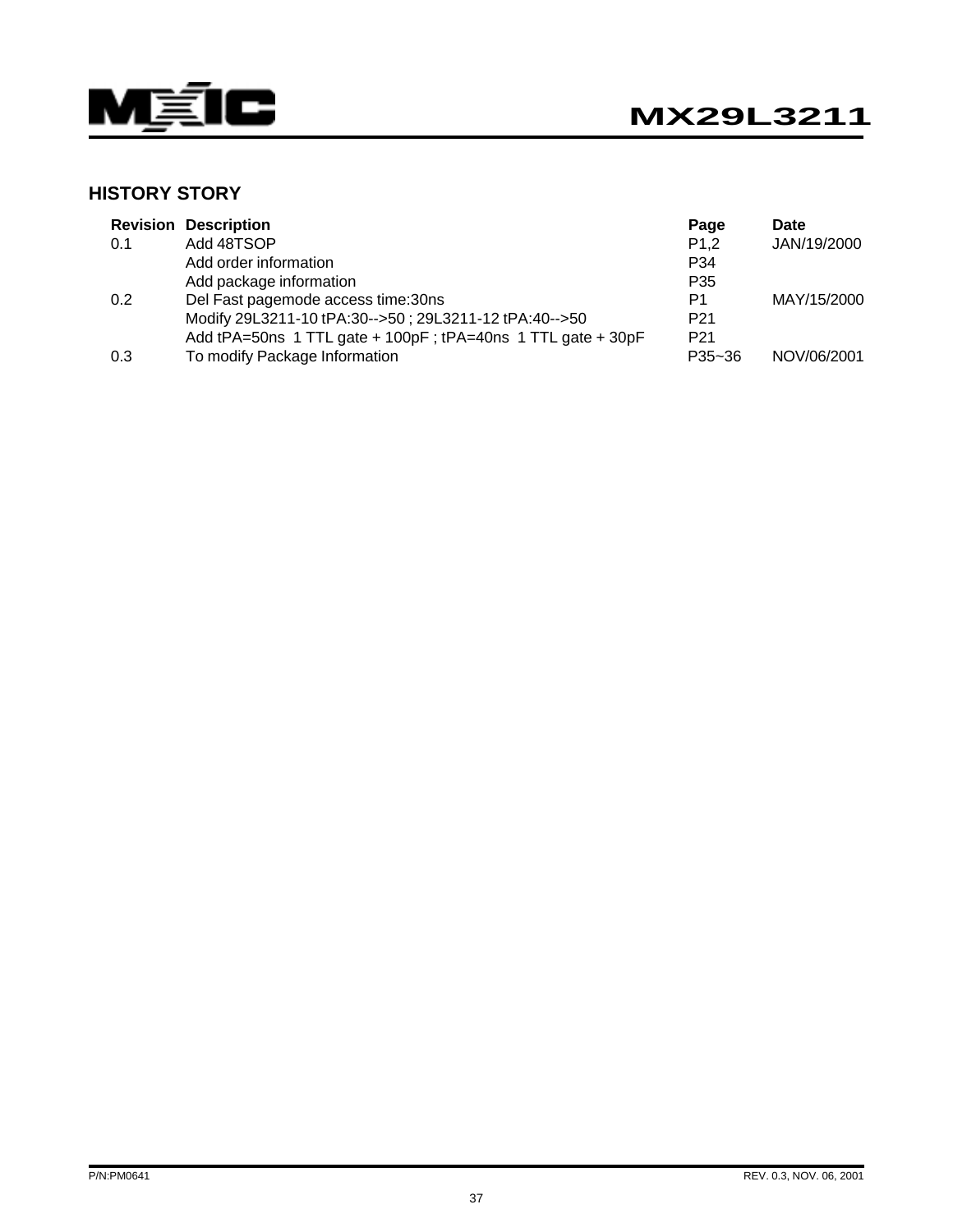## HISTORY STORY

| Revision | Description | Page | Date |
|---|---|---|---|
| 0.1 | Add 48TSOP | P1,2 | JAN/19/2000 |
| | Add order information | P34 | |
| | Add package information | P35 | |
| 0.2 | Del Fast pagemode access time:30ns | P1 | MAY/15/2000 |
| | Modify 29L3211-10 tPA:30-->50 ; 29L3211-12 tPA:40-->50 | P21 | |
| | Add tPA=50ns 1 TTL gate + 100pF ; tPA=40ns 1 TTL gate + 30pF | P21 | |
| 0.3 | To modify Package Information | P35~36 | NOV/06/2001 |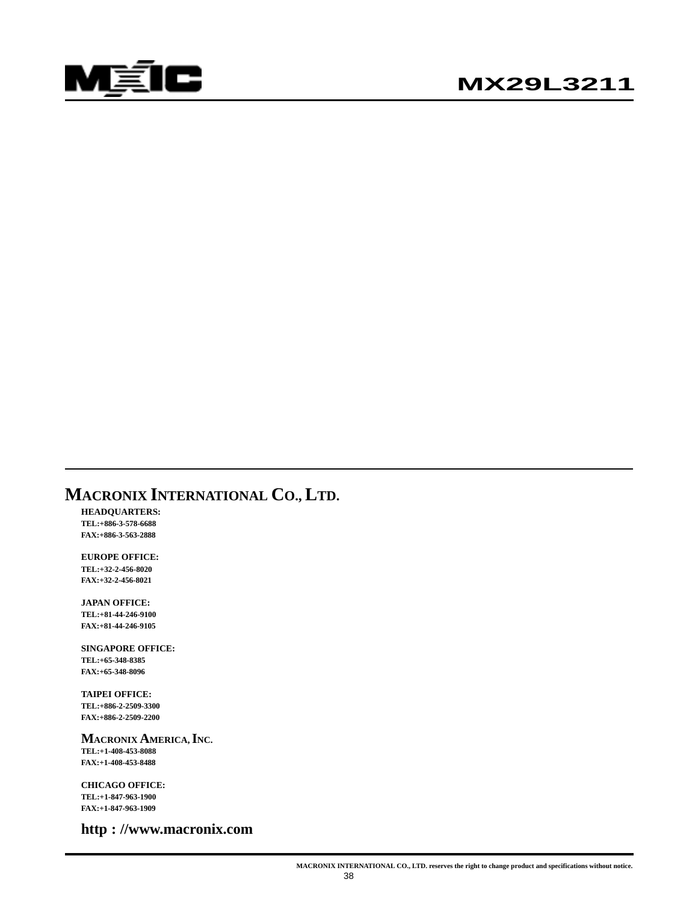# MACRONIX INTERNATIONAL CO., LTD.

**HEADQUARTERS:**
TEL:+886-3-578-6688
FAX:+886-3-563-2888

**EUROPE OFFICE:**
TEL:+32-2-456-8020
FAX:+32-2-456-8021

**JAPAN OFFICE:**
TEL:+81-44-246-9100
FAX:+81-44-246-9105

**SINGAPORE OFFICE:**
TEL:+65-348-8385
FAX:+65-348-8096

**TAIPEI OFFICE:**
TEL:+886-2-2509-3300
FAX:+886-2-2509-2200

## MACRONIX AMERICA, INC.

TEL:+1-408-453-8088
FAX:+1-408-453-8488

**CHICAGO OFFICE:**
TEL:+1-847-963-1900
FAX:+1-847-963-1909

**http : //www.macronix.com**

MACRONIX INTERNATIONAL CO., LTD. reserves the right to change product and specifications without notice.